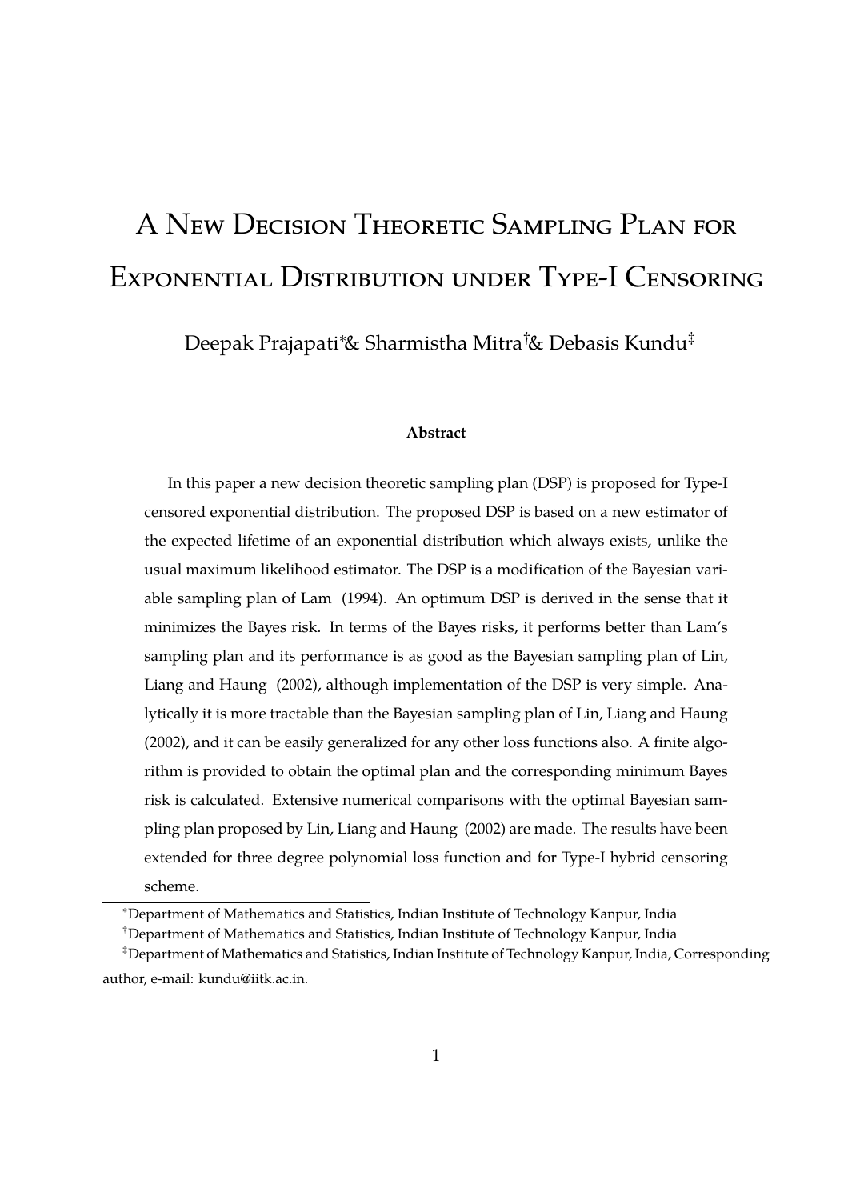# A New Decision Theoretic Sampling Plan for Exponential Distribution under Type-I Censoring

Deepak Prajapati[*] & Sharmistha Mitra[†] & Debasis Kundu[‡]

**Abstract**

In this paper a new decision theoretic sampling plan (DSP) is proposed for Type-I censored exponential distribution. The proposed DSP is based on a new estimator of the expected lifetime of an exponential distribution which always exists, unlike the usual maximum likelihood estimator. The DSP is a modification of the Bayesian variable sampling plan of Lam (1994). An optimum DSP is derived in the sense that it minimizes the Bayes risk. In terms of the Bayes risks, it performs better than Lam's sampling plan and its performance is as good as the Bayesian sampling plan of Lin, Liang and Haung (2002), although implementation of the DSP is very simple. Analytically it is more tractable than the Bayesian sampling plan of Lin, Liang and Haung (2002), and it can be easily generalized for any other loss functions also. A finite algorithm is provided to obtain the optimal plan and the corresponding minimum Bayes risk is calculated. Extensive numerical comparisons with the optimal Bayesian sampling plan proposed by Lin, Liang and Haung (2002) are made. The results have been extended for three degree polynomial loss function and for Type-I hybrid censoring scheme.

[*] Department of Mathematics and Statistics, Indian Institute of Technology Kanpur, India

[†] Department of Mathematics and Statistics, Indian Institute of Technology Kanpur, India

[‡] Department of Mathematics and Statistics, Indian Institute of Technology Kanpur, India, Corresponding author, e-mail: kundu@iitk.ac.in.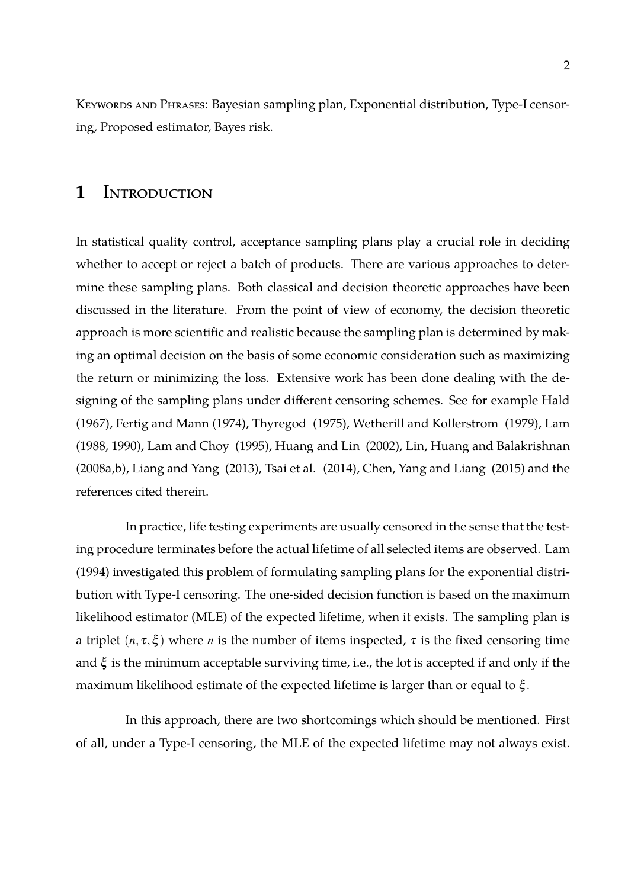KEYWORDS AND PHRASES: Bayesian sampling plan, Exponential distribution, Type-I censoring, Proposed estimator, Bayes risk.

# 1 INTRODUCTION

In statistical quality control, acceptance sampling plans play a crucial role in deciding whether to accept or reject a batch of products. There are various approaches to determine these sampling plans. Both classical and decision theoretic approaches have been discussed in the literature. From the point of view of economy, the decision theoretic approach is more scientific and realistic because the sampling plan is determined by making an optimal decision on the basis of some economic consideration such as maximizing the return or minimizing the loss. Extensive work has been done dealing with the designing of the sampling plans under different censoring schemes. See for example Hald (1967), Fertig and Mann (1974), Thyregod (1975), Wetherill and Kollerstrom (1979), Lam (1988, 1990), Lam and Choy (1995), Huang and Lin (2002), Lin, Huang and Balakrishnan (2008a,b), Liang and Yang (2013), Tsai et al. (2014), Chen, Yang and Liang (2015) and the references cited therein.

In practice, life testing experiments are usually censored in the sense that the testing procedure terminates before the actual lifetime of all selected items are observed. Lam (1994) investigated this problem of formulating sampling plans for the exponential distribution with Type-I censoring. The one-sided decision function is based on the maximum likelihood estimator (MLE) of the expected lifetime, when it exists. The sampling plan is a triplet $(n, \tau, \xi)$ where $n$ is the number of items inspected, $\tau$ is the fixed censoring time and $\xi$ is the minimum acceptable surviving time, i.e., the lot is accepted if and only if the maximum likelihood estimate of the expected lifetime is larger than or equal to $\xi$.

In this approach, there are two shortcomings which should be mentioned. First of all, under a Type-I censoring, the MLE of the expected lifetime may not always exist.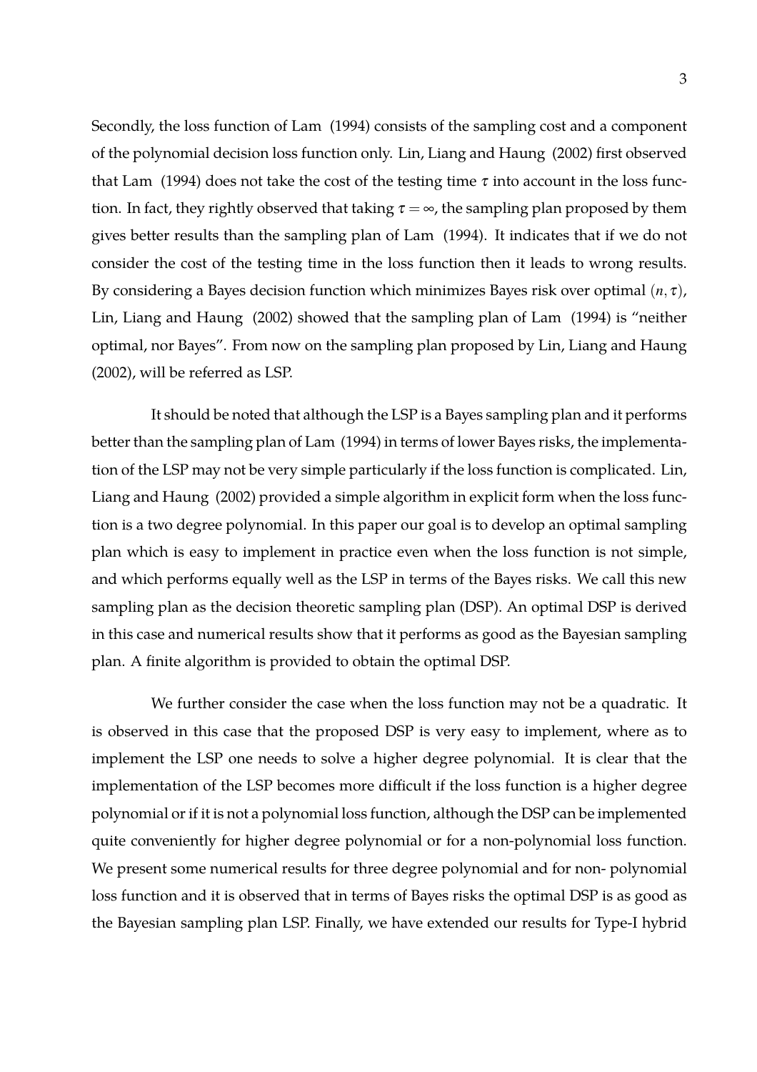Secondly, the loss function of Lam (1994) consists of the sampling cost and a component of the polynomial decision loss function only. Lin, Liang and Haung (2002) first observed that Lam (1994) does not take the cost of the testing time $\tau$ into account in the loss function. In fact, they rightly observed that taking $\tau = \infty$, the sampling plan proposed by them gives better results than the sampling plan of Lam (1994). It indicates that if we do not consider the cost of the testing time in the loss function then it leads to wrong results. By considering a Bayes decision function which minimizes Bayes risk over optimal $(n, \tau)$, Lin, Liang and Haung (2002) showed that the sampling plan of Lam (1994) is "neither optimal, nor Bayes". From now on the sampling plan proposed by Lin, Liang and Haung (2002), will be referred as LSP.

It should be noted that although the LSP is a Bayes sampling plan and it performs better than the sampling plan of Lam (1994) in terms of lower Bayes risks, the implementation of the LSP may not be very simple particularly if the loss function is complicated. Lin, Liang and Haung (2002) provided a simple algorithm in explicit form when the loss function is a two degree polynomial. In this paper our goal is to develop an optimal sampling plan which is easy to implement in practice even when the loss function is not simple, and which performs equally well as the LSP in terms of the Bayes risks. We call this new sampling plan as the decision theoretic sampling plan (DSP). An optimal DSP is derived in this case and numerical results show that it performs as good as the Bayesian sampling plan. A finite algorithm is provided to obtain the optimal DSP.

We further consider the case when the loss function may not be a quadratic. It is observed in this case that the proposed DSP is very easy to implement, where as to implement the LSP one needs to solve a higher degree polynomial. It is clear that the implementation of the LSP becomes more difficult if the loss function is a higher degree polynomial or if it is not a polynomial loss function, although the DSP can be implemented quite conveniently for higher degree polynomial or for a non-polynomial loss function. We present some numerical results for three degree polynomial and for non- polynomial loss function and it is observed that in terms of Bayes risks the optimal DSP is as good as the Bayesian sampling plan LSP. Finally, we have extended our results for Type-I hybrid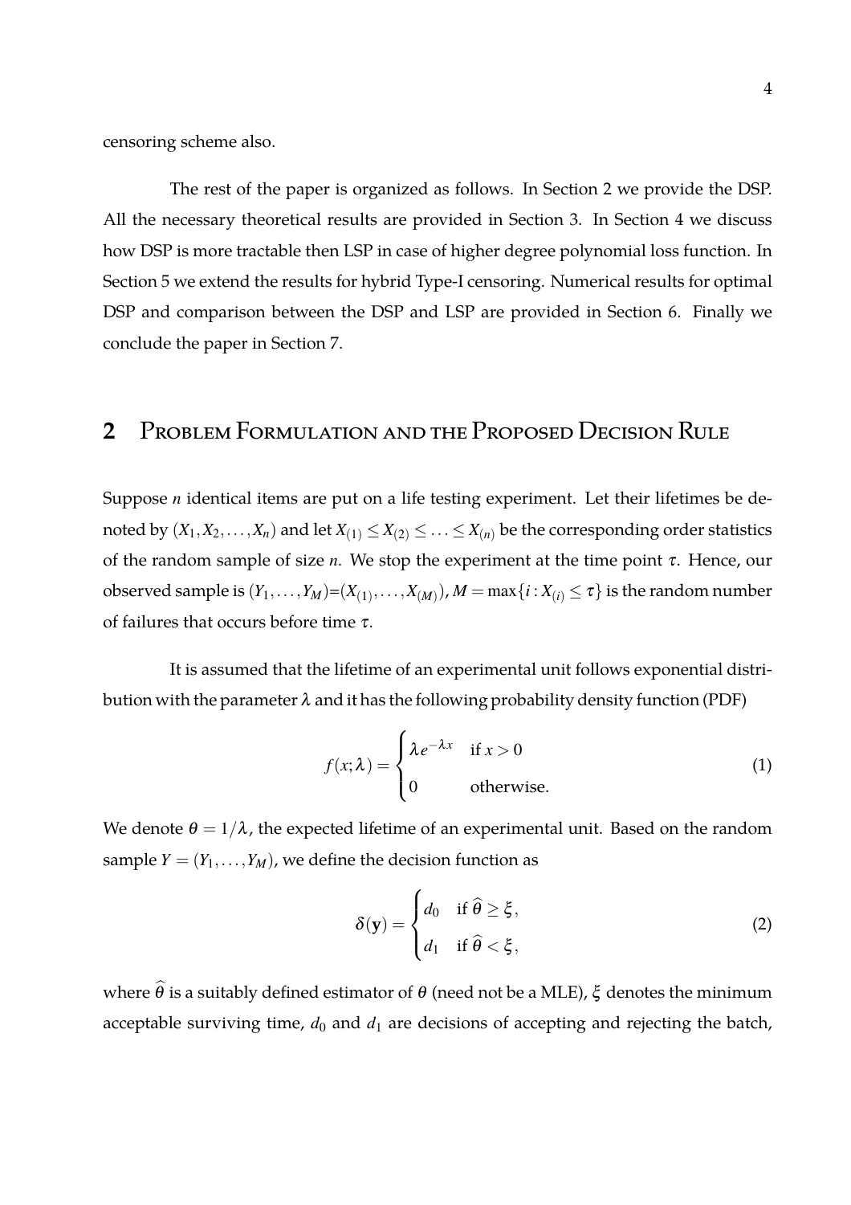censoring scheme also.

The rest of the paper is organized as follows. In Section 2 we provide the DSP. All the necessary theoretical results are provided in Section 3. In Section 4 we discuss how DSP is more tractable then LSP in case of higher degree polynomial loss function. In Section 5 we extend the results for hybrid Type-I censoring. Numerical results for optimal DSP and comparison between the DSP and LSP are provided in Section 6. Finally we conclude the paper in Section 7.

## 2 Problem Formulation and the Proposed Decision Rule

Suppose $n$ identical items are put on a life testing experiment. Let their lifetimes be denoted by $(X_1, X_2, \dots, X_n)$ and let $X_{(1)} \leq X_{(2)} \leq \dots \leq X_{(n)}$ be the corresponding order statistics of the random sample of size $n$. We stop the experiment at the time point $\tau$. Hence, our observed sample is $(Y_1, \dots, Y_M)$=$(X_{(1)}, \dots, X_{(M)})$, $M = \max\{i : X_{(i)} \leq \tau\}$ is the random number of failures that occurs before time $\tau$.

It is assumed that the lifetime of an experimental unit follows exponential distribution with the parameter $\lambda$ and it has the following probability density function (PDF)

$$f(x;\lambda) = \begin{cases} \lambda e^{-\lambda x} & \text{if } x > 0 \\ 0 & \text{otherwise.} \end{cases} \tag{1}$$

We denote $\theta = 1/\lambda$, the expected lifetime of an experimental unit. Based on the random sample $Y = (Y_1, \dots, Y_M)$, we define the decision function as

$$\delta(\mathbf{y}) = \begin{cases} d_0 & \text{if } \widehat{\theta} \geq \xi, \\ d_1 & \text{if } \widehat{\theta} < \xi, \end{cases} \tag{2}$$

where $\widehat{\theta}$ is a suitably defined estimator of $\theta$ (need not be a MLE), $\xi$ denotes the minimum acceptable surviving time, $d_0$ and $d_1$ are decisions of accepting and rejecting the batch,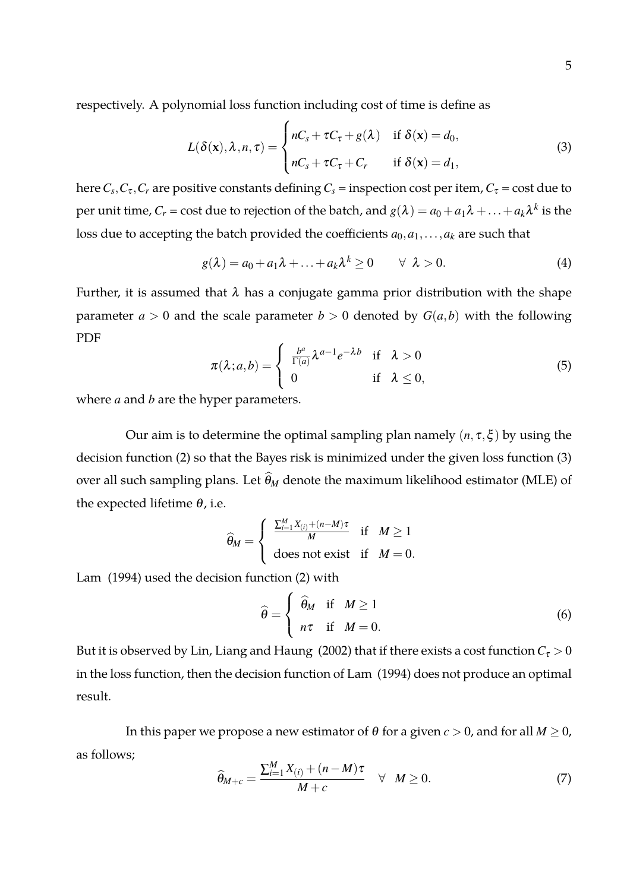respectively. A polynomial loss function including cost of time is define as

$$L(\delta(\mathbf{x}), \lambda, n, \tau) = \begin{cases} nC_s + \tau C_\tau + g(\lambda) & \text{if } \delta(\mathbf{x}) = d_0, \\ nC_s + \tau C_\tau + C_r & \text{if } \delta(\mathbf{x}) = d_1, \end{cases} \tag{3}$$

here $C_s, C_\tau, C_r$ are positive constants defining $C_s$ = inspection cost per item, $C_\tau$ = cost due to per unit time, $C_r$ = cost due to rejection of the batch, and $g(\lambda) = a_0 + a_1\lambda + \ldots + a_k\lambda^k$ is the loss due to accepting the batch provided the coefficients $a_0, a_1, \ldots, a_k$ are such that

$$g(\lambda) = a_0 + a_1\lambda + \ldots + a_k\lambda^k \geq 0 \qquad \forall \ \lambda > 0. \tag{4}$$

Further, it is assumed that $\lambda$ has a conjugate gamma prior distribution with the shape parameter $a > 0$ and the scale parameter $b > 0$ denoted by $G(a, b)$ with the following PDF

$$\pi(\lambda; a, b) = \begin{cases} \frac{b^a}{\Gamma(a)}\lambda^{a-1}e^{-\lambda b} & \text{if } \lambda > 0 \\ 0 & \text{if } \lambda \leq 0, \end{cases} \tag{5}$$

where $a$ and $b$ are the hyper parameters.

Our aim is to determine the optimal sampling plan namely $(n, \tau, \xi)$ by using the decision function (2) so that the Bayes risk is minimized under the given loss function (3) over all such sampling plans. Let $\widehat{\theta}_M$ denote the maximum likelihood estimator (MLE) of the expected lifetime $\theta$, i.e.

$$\widehat{\theta}_M = \begin{cases} \frac{\sum_{i=1}^{M} X_{(i)} + (n-M)\tau}{M} & \text{if } M \geq 1 \\ \text{does not exist} & \text{if } M = 0. \end{cases}$$

Lam (1994) used the decision function (2) with

$$\widehat{\theta} = \begin{cases} \widehat{\theta}_M & \text{if } M \geq 1 \\ n\tau & \text{if } M = 0. \end{cases} \tag{6}$$

But it is observed by Lin, Liang and Haung (2002) that if there exists a cost function $C_\tau > 0$ in the loss function, then the decision function of Lam (1994) does not produce an optimal result.

In this paper we propose a new estimator of $\theta$ for a given $c > 0$, and for all $M \geq 0$, as follows;

$$\widehat{\theta}_{M+c} = \frac{\sum_{i=1}^{M} X_{(i)} + (n-M)\tau}{M+c} \quad \forall \ M \geq 0. \tag{7}$$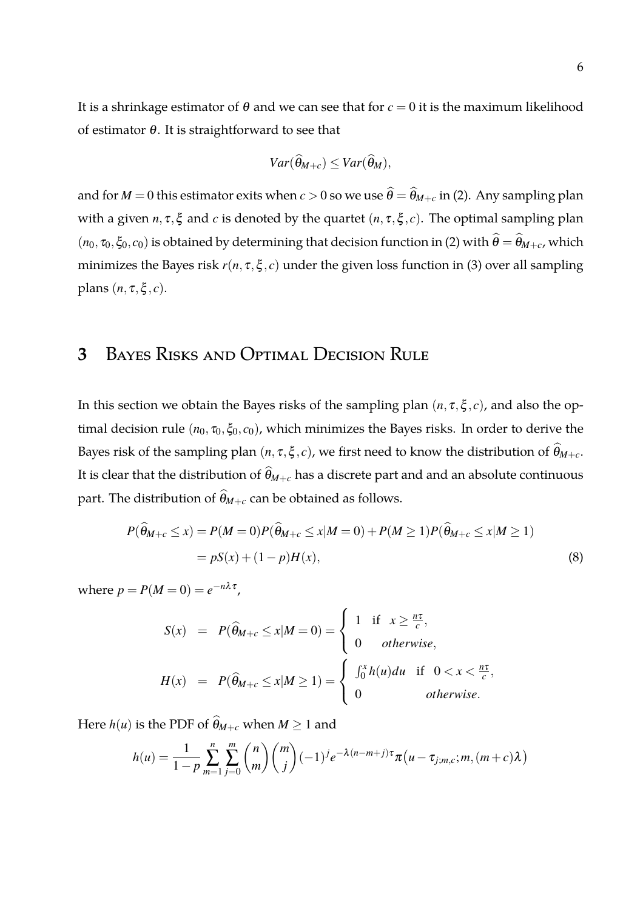It is a shrinkage estimator of $\theta$ and we can see that for $c = 0$ it is the maximum likelihood of estimator $\theta$. It is straightforward to see that

$$Var(\widehat{\theta}_{M+c}) \leq Var(\widehat{\theta}_M),$$

and for $M = 0$ this estimator exits when $c > 0$ so we use $\widehat{\theta} = \widehat{\theta}_{M+c}$ in (2). Any sampling plan with a given $n, \tau, \xi$ and $c$ is denoted by the quartet $(n, \tau, \xi, c)$. The optimal sampling plan $(n_0, \tau_0, \xi_0, c_0)$ is obtained by determining that decision function in (2) with $\widehat{\theta} = \widehat{\theta}_{M+c}$, which minimizes the Bayes risk $r(n, \tau, \xi, c)$ under the given loss function in (3) over all sampling plans $(n, \tau, \xi, c)$.

## 3 Bayes Risks and Optimal Decision Rule

In this section we obtain the Bayes risks of the sampling plan $(n, \tau, \xi, c)$, and also the optimal decision rule $(n_0, \tau_0, \xi_0, c_0)$, which minimizes the Bayes risks. In order to derive the Bayes risk of the sampling plan $(n, \tau, \xi, c)$, we first need to know the distribution of $\widehat{\theta}_{M+c}$. It is clear that the distribution of $\widehat{\theta}_{M+c}$ has a discrete part and and an absolute continuous part. The distribution of $\widehat{\theta}_{M+c}$ can be obtained as follows.

$$\begin{aligned} P(\widehat{\theta}_{M+c} \leq x) &= P(M = 0) P(\widehat{\theta}_{M+c} \leq x | M = 0) + P(M \geq 1) P(\widehat{\theta}_{M+c} \leq x | M \geq 1) \\ &= pS(x) + (1-p) H(x), \end{aligned} \tag{8}$$

where $p = P(M = 0) = e^{-n\lambda\tau}$,

$$S(x) \;=\; P(\widehat{\theta}_{M+c} \leq x | M = 0) = \begin{cases} 1 & \text{if } \; x \geq \frac{n\tau}{c}, \\ 0 & \textit{otherwise}, \end{cases}$$

$$H(x) \;=\; P(\widehat{\theta}_{M+c} \leq x | M \geq 1) = \begin{cases} \int_0^x h(u) du & \text{if } \; 0 < x < \frac{n\tau}{c}, \\ 0 & \textit{otherwise}. \end{cases}$$

Here $h(u)$ is the PDF of $\widehat{\theta}_{M+c}$ when $M \geq 1$ and

$$h(u) = \frac{1}{1-p} \sum_{m=1}^{n} \sum_{j=0}^{m} \binom{n}{m} \binom{m}{j} (-1)^j e^{-\lambda(n-m+j)\tau} \pi\big(u - \tau_{j;m,c}; m, (m+c)\lambda\big)$$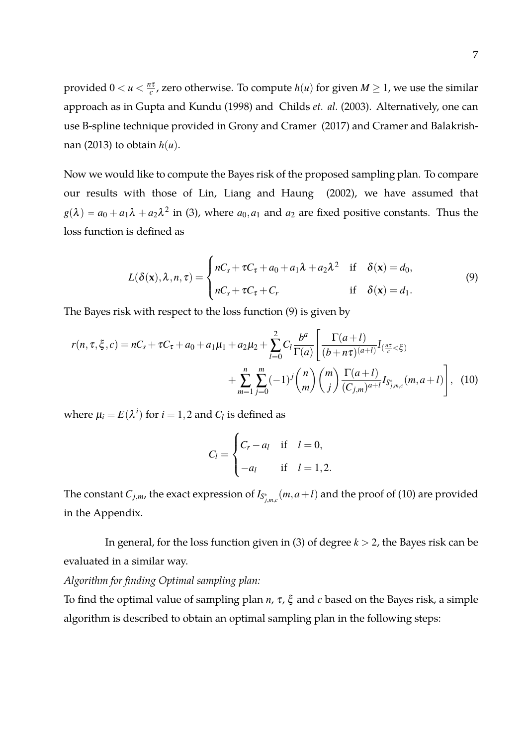provided $0 < u < \frac{n\tau}{c}$, zero otherwise. To compute $h(u)$ for given $M \geq 1$, we use the similar approach as in Gupta and Kundu (1998) and Childs *et. al.* (2003). Alternatively, one can use B-spline technique provided in Grony and Cramer (2017) and Cramer and Balakrishnan (2013) to obtain $h(u)$.

Now we would like to compute the Bayes risk of the proposed sampling plan. To compare our results with those of Lin, Liang and Haung (2002), we have assumed that $g(\lambda) = a_0 + a_1\lambda + a_2\lambda^2$ in (3), where $a_0, a_1$ and $a_2$ are fixed positive constants. Thus the loss function is defined as

$$L(\delta(\mathbf{x}), \lambda, n, \tau) = \begin{cases} nC_s + \tau C_\tau + a_0 + a_1\lambda + a_2\lambda^2 & \text{if} \quad \delta(\mathbf{x}) = d_0, \\ nC_s + \tau C_\tau + C_r & \text{if} \quad \delta(\mathbf{x}) = d_1. \end{cases} \tag{9}$$

The Bayes risk with respect to the loss function (9) is given by

$$r(n, \tau, \xi, c) = nC_s + \tau C_\tau + a_0 + a_1\mu_1 + a_2\mu_2 + \sum_{l=0}^{2} C_l \frac{b^a}{\Gamma(a)} \left[ \frac{\Gamma(a+l)}{(b+n\tau)^{(a+l)}} I_{(\frac{n\tau}{c} < \xi)} + \sum_{m=1}^{n} \sum_{j=0}^{m} (-1)^j \binom{n}{m} \binom{m}{j} \frac{\Gamma(a+l)}{(C_{j,m})^{a+l}} I_{S^*_{j,m,c}}(m, a+l) \right], \tag{10}$$

where $\mu_i = E(\lambda^i)$ for $i = 1, 2$ and $C_l$ is defined as

$$C_l = \begin{cases} C_r - a_l & \text{if} \quad l = 0, \\ -a_l & \text{if} \quad l = 1, 2. \end{cases}$$

The constant $C_{j,m}$, the exact expression of $I_{S^*_{j,m,c}}(m, a+l)$ and the proof of (10) are provided in the Appendix.

In general, for the loss function given in (3) of degree $k > 2$, the Bayes risk can be evaluated in a similar way.

*Algorithm for finding Optimal sampling plan:*

To find the optimal value of sampling plan $n$, $\tau$, $\xi$ and $c$ based on the Bayes risk, a simple algorithm is described to obtain an optimal sampling plan in the following steps: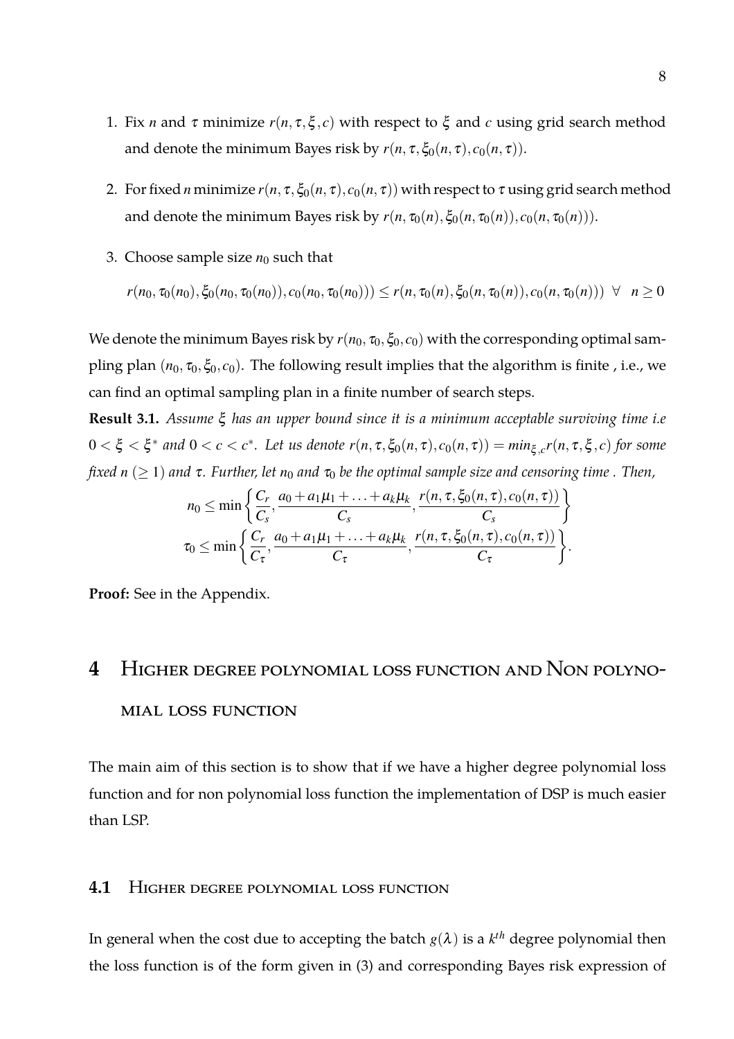1. Fix $n$ and $\tau$ minimize $r(n, \tau, \xi, c)$ with respect to $\xi$ and $c$ using grid search method and denote the minimum Bayes risk by $r(n, \tau, \xi_0(n, \tau), c_0(n, \tau))$.
2. For fixed $n$ minimize $r(n, \tau, \xi_0(n, \tau), c_0(n, \tau))$ with respect to $\tau$ using grid search method and denote the minimum Bayes risk by $r(n, \tau_0(n), \xi_0(n, \tau_0(n)), c_0(n, \tau_0(n)))$.
3. Choose sample size $n_0$ such that

$$r(n_0, \tau_0(n_0), \xi_0(n_0, \tau_0(n_0)), c_0(n_0, \tau_0(n_0))) \leq r(n, \tau_0(n), \xi_0(n, \tau_0(n)), c_0(n, \tau_0(n))) \;\; \forall \;\; n \geq 0$$

We denote the minimum Bayes risk by $r(n_0, \tau_0, \xi_0, c_0)$ with the corresponding optimal sampling plan $(n_0, \tau_0, \xi_0, c_0)$. The following result implies that the algorithm is finite , i.e., we can find an optimal sampling plan in a finite number of search steps.

**Result 3.1.** *Assume $\xi$ has an upper bound since it is a minimum acceptable surviving time i.e $0 < \xi < \xi^*$ and $0 < c < c^*$. Let us denote $r(n, \tau, \xi_0(n, \tau), c_0(n, \tau)) = min_{\xi, c} r(n, \tau, \xi, c)$ for some fixed $n$ $(\geq 1)$ and $\tau$. Further, let $n_0$ and $\tau_0$ be the optimal sample size and censoring time . Then,*

$$n_0 \leq \min\left\{\frac{C_r}{C_s}, \frac{a_0 + a_1\mu_1 + \ldots + a_k\mu_k}{C_s}, \frac{r(n, \tau, \xi_0(n, \tau), c_0(n, \tau))}{C_s}\right\}$$

$$\tau_0 \leq \min\left\{\frac{C_r}{C_\tau}, \frac{a_0 + a_1\mu_1 + \ldots + a_k\mu_k}{C_\tau}, \frac{r(n, \tau, \xi_0(n, \tau), c_0(n, \tau))}{C_\tau}\right\}.$$

**Proof:** See in the Appendix.

# 4 Higher degree polynomial loss function and Non polynomial loss function

The main aim of this section is to show that if we have a higher degree polynomial loss function and for non polynomial loss function the implementation of DSP is much easier than LSP.

## 4.1 Higher degree polynomial loss function

In general when the cost due to accepting the batch $g(\lambda)$ is a $k^{th}$ degree polynomial then the loss function is of the form given in (3) and corresponding Bayes risk expression of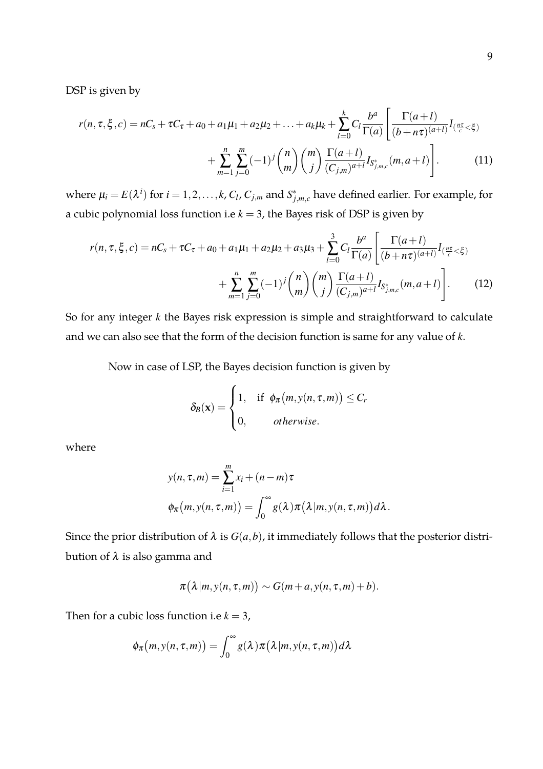DSP is given by

$$
\begin{aligned}
r(n,\tau,\xi,c) = nC_s + \tau C_\tau + a_0 + a_1\mu_1 + a_2\mu_2 + \ldots + a_k\mu_k + \sum_{l=0}^{k} C_l \frac{b^a}{\Gamma(a)} \Bigg[ \frac{\Gamma(a+l)}{(b+n\tau)^{(a+l)}} I_{(\frac{n\tau}{c}<\xi)} \\
+ \sum_{m=1}^{n} \sum_{j=0}^{m} (-1)^j \binom{n}{m} \binom{m}{j} \frac{\Gamma(a+l)}{(C_{j,m})^{a+l}} I_{S^*_{j,m,c}}(m, a+l) \Bigg]. \qquad (11)
\end{aligned}
$$

where $\mu_i = E(\lambda^i)$ for $i = 1, 2, \ldots, k$, $C_l$, $C_{j,m}$ and $S^*_{j,m,c}$ have defined earlier. For example, for a cubic polynomial loss function i.e $k = 3$, the Bayes risk of DSP is given by

$$
\begin{aligned}
r(n,\tau,\xi,c) = nC_s + \tau C_\tau + a_0 + a_1\mu_1 + a_2\mu_2 + a_3\mu_3 + \sum_{l=0}^{3} C_l \frac{b^a}{\Gamma(a)} \Bigg[ \frac{\Gamma(a+l)}{(b+n\tau)^{(a+l)}} I_{(\frac{n\tau}{c}<\xi)} \\
+ \sum_{m=1}^{n} \sum_{j=0}^{m} (-1)^j \binom{n}{m} \binom{m}{j} \frac{\Gamma(a+l)}{(C_{j,m})^{a+l}} I_{S^*_{j,m,c}}(m, a+l) \Bigg]. \qquad (12)
\end{aligned}
$$

So for any integer $k$ the Bayes risk expression is simple and straightforward to calculate and we can also see that the form of the decision function is same for any value of $k$.

Now in case of LSP, the Bayes decision function is given by

$$
\delta_B(\mathbf{x}) = \begin{cases} 1, & \text{if } \phi_\pi\big(m, y(n,\tau,m)\big) \le C_r \\ 0, & \textit{otherwise}. \end{cases}
$$

where

$$
\begin{aligned}
y(n,\tau,m) &= \sum_{i=1}^{m} x_i + (n-m)\tau \\
\phi_\pi\big(m, y(n,\tau,m)\big) &= \int_0^\infty g(\lambda)\pi\big(\lambda | m, y(n,\tau,m)\big) d\lambda.
\end{aligned}
$$

Since the prior distribution of $\lambda$ is $G(a,b)$, it immediately follows that the posterior distribution of $\lambda$ is also gamma and

$$
\pi\big(\lambda | m, y(n,\tau,m)\big) \sim G(m+a, y(n,\tau,m)+b).
$$

Then for a cubic loss function i.e $k = 3$,

$$
\phi_\pi\big(m, y(n,\tau,m)\big) = \int_0^\infty g(\lambda)\pi\big(\lambda | m, y(n,\tau,m)\big) d\lambda
$$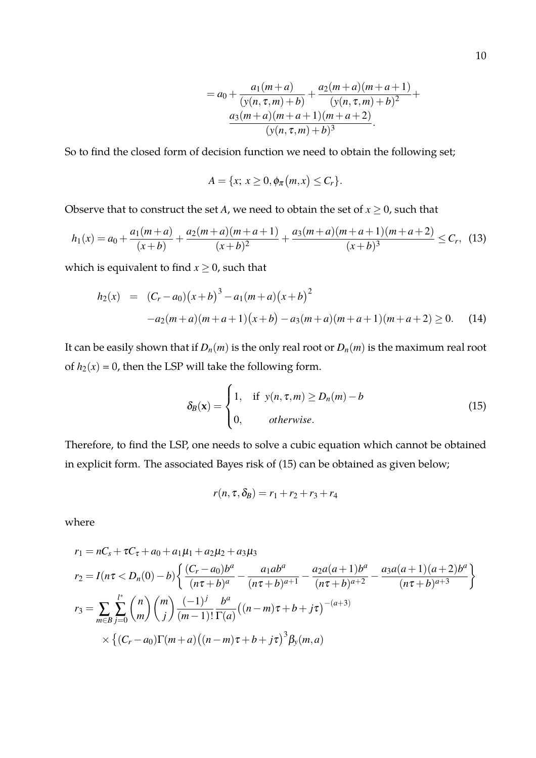$$= a_0 + \frac{a_1(m+a)}{(y(n,\tau,m)+b)} + \frac{a_2(m+a)(m+a+1)}{(y(n,\tau,m)+b)^2} + \frac{a_3(m+a)(m+a+1)(m+a+2)}{(y(n,\tau,m)+b)^3}.$$

So to find the closed form of decision function we need to obtain the following set;

$$A = \{x;\ x \geq 0, \phi_\pi\big(m,x\big) \leq C_r\}.$$

Observe that to construct the set $A$, we need to obtain the set of $x \geq 0$, such that

$$h_1(x) = a_0 + \frac{a_1(m+a)}{(x+b)} + \frac{a_2(m+a)(m+a+1)}{(x+b)^2} + \frac{a_3(m+a)(m+a+1)(m+a+2)}{(x+b)^3} \leq C_r, \quad (13)$$

which is equivalent to find $x \geq 0$, such that

$$\begin{aligned} h_2(x) &= (C_r - a_0)\big(x+b\big)^3 - a_1(m+a)\big(x+b\big)^2 \\ &\quad - a_2(m+a)(m+a+1)\big(x+b\big) - a_3(m+a)(m+a+1)(m+a+2) \geq 0. \quad (14) \end{aligned}$$

It can be easily shown that if $D_n(m)$ is the only real root or $D_n(m)$ is the maximum real root of $h_2(x) = 0$, then the LSP will take the following form.

$$\delta_B(\mathbf{x}) = \begin{cases} 1, & \text{if } y(n,\tau,m) \geq D_n(m) - b \\ 0, & \textit{otherwise}. \end{cases} \quad (15)$$

Therefore, to find the LSP, one needs to solve a cubic equation which cannot be obtained in explicit form. The associated Bayes risk of (15) can be obtained as given below;

$$r(n,\tau,\delta_B) = r_1 + r_2 + r_3 + r_4$$

where

$$r_1 = nC_s + \tau C_\tau + a_0 + a_1\mu_1 + a_2\mu_2 + a_3\mu_3$$

$$r_2 = I(n\tau < D_n(0) - b)\left\{\frac{(C_r - a_0)b^a}{(n\tau+b)^a} - \frac{a_1 a b^a}{(n\tau+b)^{a+1}} - \frac{a_2 a(a+1)b^a}{(n\tau+b)^{a+2}} - \frac{a_3 a(a+1)(a+2)b^a}{(n\tau+b)^{a+3}}\right\}$$

$$r_3 = \sum_{m \in B}\sum_{j=0}^{l^*}\binom{n}{m}\binom{m}{j}\frac{(-1)^j}{(m-1)!}\frac{b^a}{\Gamma(a)}\big((n-m)\tau + b + j\tau\big)^{-(a+3)}$$
$$\times \left\{(C_r - a_0)\Gamma(m+a)\big((n-m)\tau + b + j\tau\big)^3\beta_y(m,a)\right.$$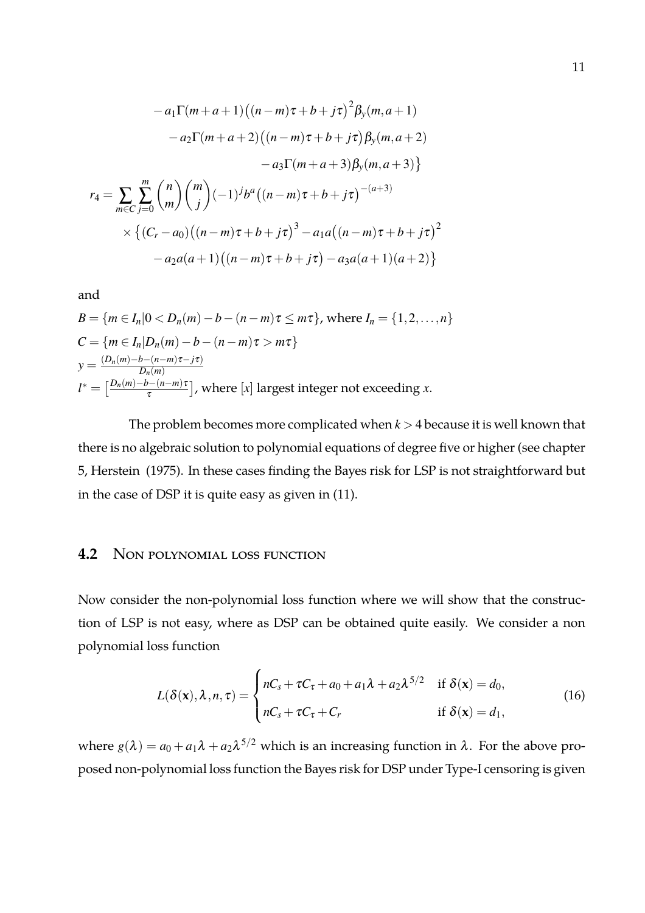$$
\begin{aligned}
&- a_1\Gamma(m+a+1)\big((n-m)\tau+b+j\tau\big)^2\beta_y(m,a+1)\\
&\quad - a_2\Gamma(m+a+2)\big((n-m)\tau+b+j\tau\big)\beta_y(m,a+2)\\
&\qquad - a_3\Gamma(m+a+3)\beta_y(m,a+3)\big\}
\end{aligned}
$$

$$
\begin{aligned}
r_4 = \sum_{m\in C}\sum_{j=0}^{m}\binom{n}{m}\binom{m}{j}(-1)^j b^a\big((n-m)\tau+b+j\tau\big)^{-(a+3)}\\
\times\big\{(C_r-a_0)\big((n-m)\tau+b+j\tau\big)^3 - a_1a\big((n-m)\tau+b+j\tau\big)^2\\
- a_2a(a+1)\big((n-m)\tau+b+j\tau\big) - a_3a(a+1)(a+2)\big\}
\end{aligned}
$$

and

$B = \{m \in I_n | 0 < D_n(m) - b - (n-m)\tau \le m\tau\}$, where $I_n = \{1,2,\ldots,n\}$
$C = \{m \in I_n | D_n(m) - b - (n-m)\tau > m\tau\}$
$y = \frac{(D_n(m)-b-(n-m)\tau - j\tau)}{D_n(m)}$
$l^* = \left[\frac{D_n(m)-b-(n-m)\tau}{\tau}\right]$, where $[x]$ largest integer not exceeding $x$.

The problem becomes more complicated when $k > 4$ because it is well known that there is no algebraic solution to polynomial equations of degree five or higher (see chapter 5, Herstein (1975). In these cases finding the Bayes risk for LSP is not straightforward but in the case of DSP it is quite easy as given in (11).

## 4.2 Non polynomial loss function

Now consider the non-polynomial loss function where we will show that the construction of LSP is not easy, where as DSP can be obtained quite easily. We consider a non polynomial loss function

$$
L(\delta(\mathbf{x}),\lambda,n,\tau) = \begin{cases} nC_s + \tau C_\tau + a_0 + a_1\lambda + a_2\lambda^{5/2} & \text{if } \delta(\mathbf{x}) = d_0, \\ nC_s + \tau C_\tau + C_r & \text{if } \delta(\mathbf{x}) = d_1, \end{cases} \tag{16}
$$

where $g(\lambda) = a_0 + a_1\lambda + a_2\lambda^{5/2}$ which is an increasing function in $\lambda$. For the above proposed non-polynomial loss function the Bayes risk for DSP under Type-I censoring is given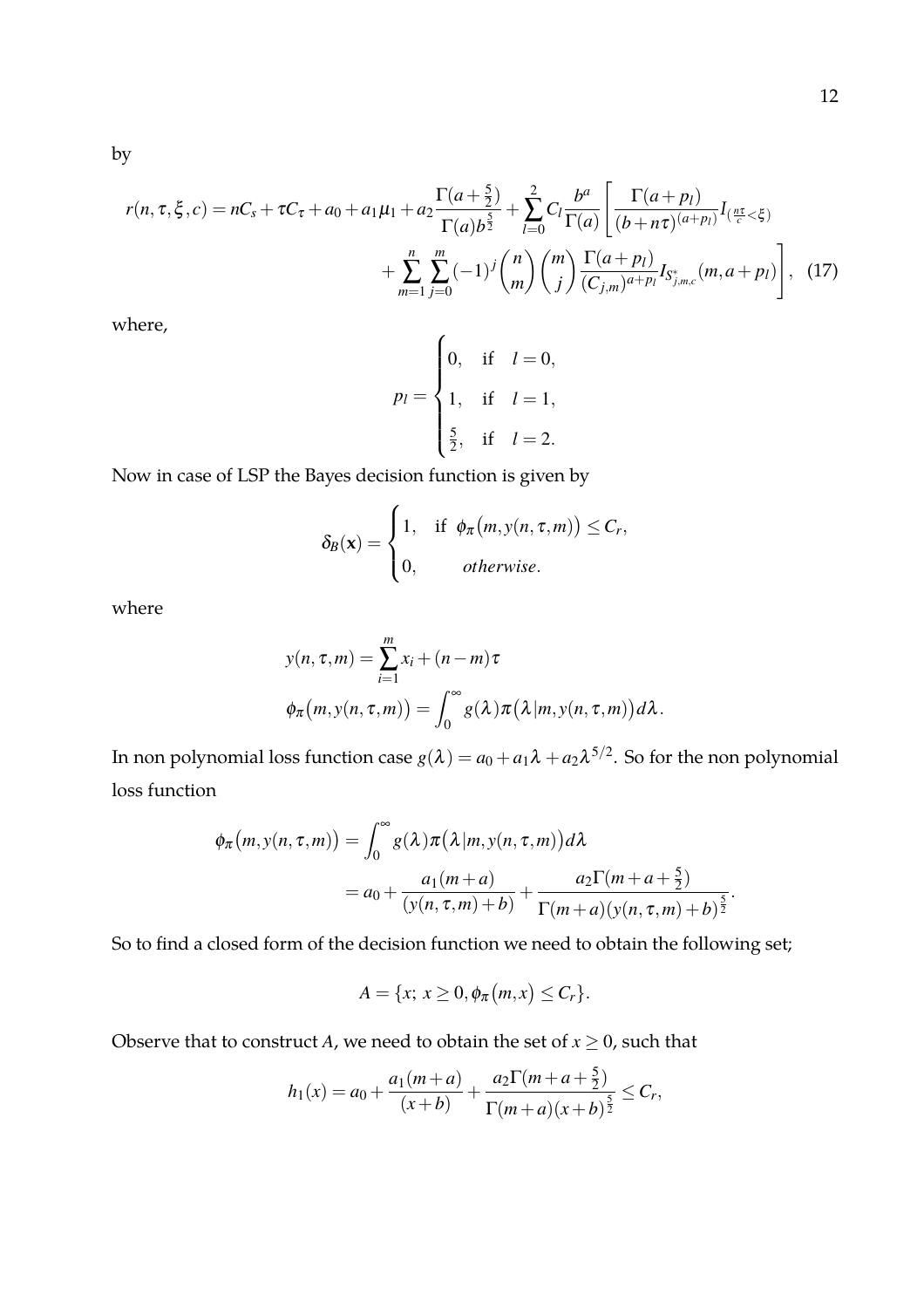by

$$r(n,\tau,\xi,c) = nC_s + \tau C_\tau + a_0 + a_1\mu_1 + a_2\frac{\Gamma(a+\frac{5}{2})}{\Gamma(a)b^{\frac{5}{2}}} + \sum_{l=0}^{2} C_l \frac{b^a}{\Gamma(a)}\left[\frac{\Gamma(a+p_l)}{(b+n\tau)^{(a+p_l)}} I_{(\frac{n\tau}{c}<\xi)} + \sum_{m=1}^{n}\sum_{j=0}^{m}(-1)^j \binom{n}{m}\binom{m}{j}\frac{\Gamma(a+p_l)}{(C_{j,m})^{a+p_l}} I_{S^*_{j,m,c}}(m, a+p_l)\right], \quad (17)$$

where,

$$p_l = \begin{cases} 0, & \text{if} \quad l = 0, \\ 1, & \text{if} \quad l = 1, \\ \frac{5}{2}, & \text{if} \quad l = 2. \end{cases}$$

Now in case of LSP the Bayes decision function is given by

$$\delta_B(\mathbf{x}) = \begin{cases} 1, & \text{if} \ \phi_\pi\big(m, y(n,\tau,m)\big) \leq C_r, \\ 0, & \quad \textit{otherwise}. \end{cases}$$

where

$$y(n,\tau,m) = \sum_{i=1}^{m} x_i + (n-m)\tau$$

$$\phi_\pi\big(m, y(n,\tau,m)\big) = \int_0^\infty g(\lambda)\pi\big(\lambda|m, y(n,\tau,m)\big)d\lambda.$$

In non polynomial loss function case $g(\lambda) = a_0 + a_1\lambda + a_2\lambda^{5/2}$. So for the non polynomial loss function

$$\begin{aligned}\phi_\pi\big(m, y(n,\tau,m)\big) &= \int_0^\infty g(\lambda)\pi\big(\lambda|m, y(n,\tau,m)\big)d\lambda \\ &= a_0 + \frac{a_1(m+a)}{(y(n,\tau,m)+b)} + \frac{a_2\Gamma(m+a+\frac{5}{2})}{\Gamma(m+a)(y(n,\tau,m)+b)^{\frac{5}{2}}}.\end{aligned}$$

So to find a closed form of the decision function we need to obtain the following set;

$$A = \{x;\, x \geq 0, \phi_\pi\big(m,x\big) \leq C_r\}.$$

Observe that to construct $A$, we need to obtain the set of $x \geq 0$, such that

$$h_1(x) = a_0 + \frac{a_1(m+a)}{(x+b)} + \frac{a_2\Gamma(m+a+\frac{5}{2})}{\Gamma(m+a)(x+b)^{\frac{5}{2}}} \leq C_r,$$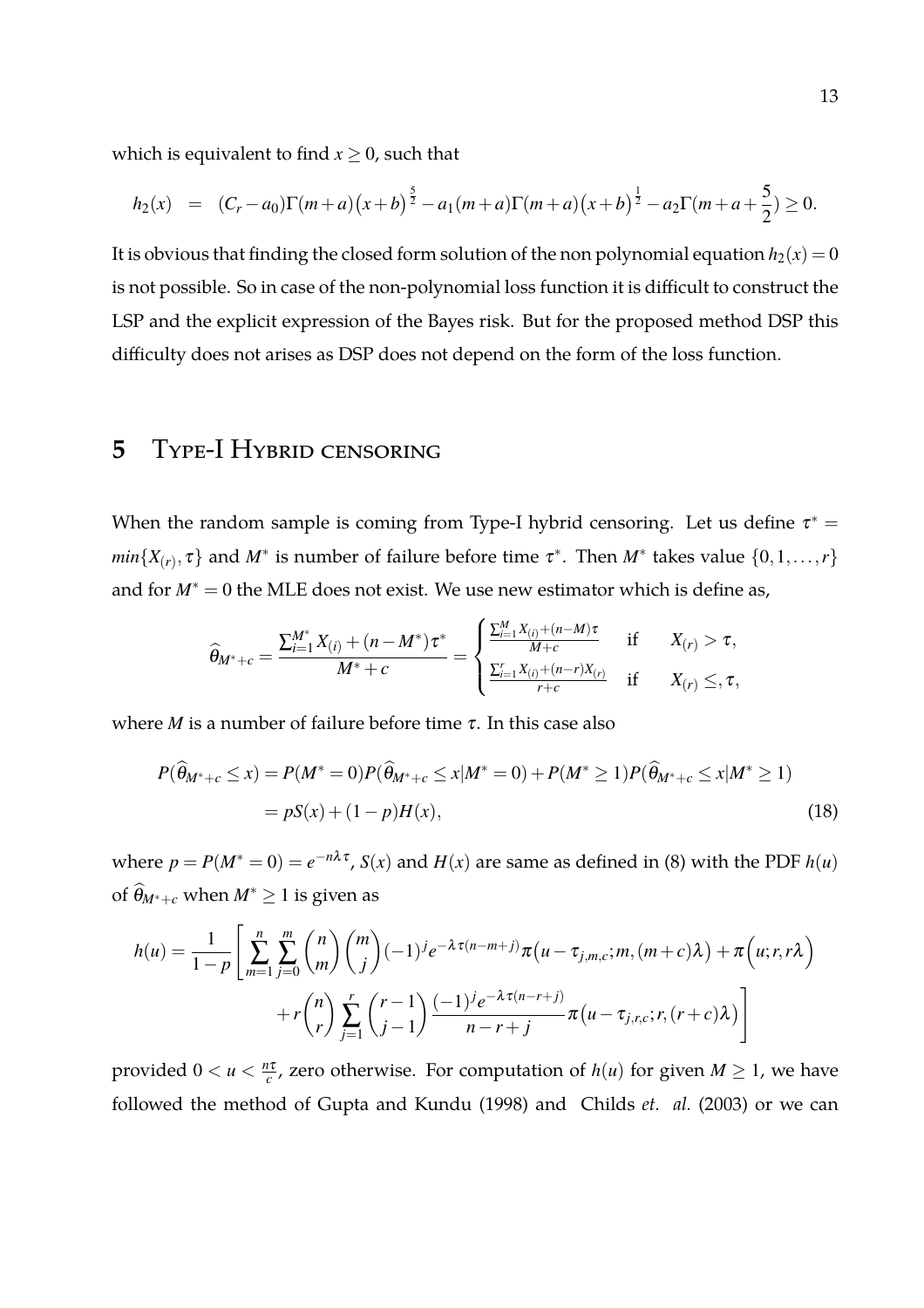which is equivalent to find $x \geq 0$, such that

$$h_2(x) \;\; = \;\; (C_r - a_0)\Gamma(m+a)\big(x+b\big)^{\frac{5}{2}} - a_1(m+a)\Gamma(m+a)\big(x+b\big)^{\frac{1}{2}} - a_2\Gamma(m+a+\frac{5}{2}) \geq 0.$$

It is obvious that finding the closed form solution of the non polynomial equation $h_2(x) = 0$ is not possible. So in case of the non-polynomial loss function it is difficult to construct the LSP and the explicit expression of the Bayes risk. But for the proposed method DSP this difficulty does not arises as DSP does not depend on the form of the loss function.

# 5 Type-I Hybrid censoring

When the random sample is coming from Type-I hybrid censoring. Let us define $\tau^* = min\{X_{(r)}, \tau\}$ and $M^*$ is number of failure before time $\tau^*$. Then $M^*$ takes value $\{0, 1, \ldots, r\}$ and for $M^* = 0$ the MLE does not exist. We use new estimator which is define as,

$$\widehat{\theta}_{M^*+c} = \frac{\sum_{i=1}^{M^*} X_{(i)} + (n - M^*)\tau^*}{M^* + c} = \begin{cases} \frac{\sum_{i=1}^{M} X_{(i)} + (n-M)\tau}{M+c} & \text{if} \quad X_{(r)} > \tau, \\ \frac{\sum_{i=1}^{r} X_{(i)} + (n-r)X_{(r)}}{r+c} & \text{if} \quad X_{(r)} \leq, \tau, \end{cases}$$

where $M$ is a number of failure before time $\tau$. In this case also

$$\begin{aligned} P(\widehat{\theta}_{M^*+c} \leq x) &= P(M^* = 0)P(\widehat{\theta}_{M^*+c} \leq x | M^* = 0) + P(M^* \geq 1)P(\widehat{\theta}_{M^*+c} \leq x | M^* \geq 1) \\ &= pS(x) + (1-p)H(x), \end{aligned} \tag{18}$$

where $p = P(M^* = 0) = e^{-n\lambda\tau}$, $S(x)$ and $H(x)$ are same as defined in (8) with the PDF $h(u)$ of $\widehat{\theta}_{M^*+c}$ when $M^* \geq 1$ is given as

$$\begin{aligned} h(u) = \frac{1}{1-p}\Bigg[ &\sum_{m=1}^{n}\sum_{j=0}^{m}\binom{n}{m}\binom{m}{j}(-1)^j e^{-\lambda\tau(n-m+j)}\pi\big(u - \tau_{j,m,c}; m, (m+c)\lambda\big) + \pi\Big(u; r, r\lambda\Big) \\ &+ r\binom{n}{r}\sum_{j=1}^{r}\binom{r-1}{j-1}\frac{(-1)^j e^{-\lambda\tau(n-r+j)}}{n-r+j}\pi\big(u - \tau_{j,r,c}; r, (r+c)\lambda\big)\Bigg] \end{aligned}$$

provided $0 < u < \frac{n\tau}{c}$, zero otherwise. For computation of $h(u)$ for given $M \geq 1$, we have followed the method of Gupta and Kundu (1998) and Childs *et. al.* (2003) or we can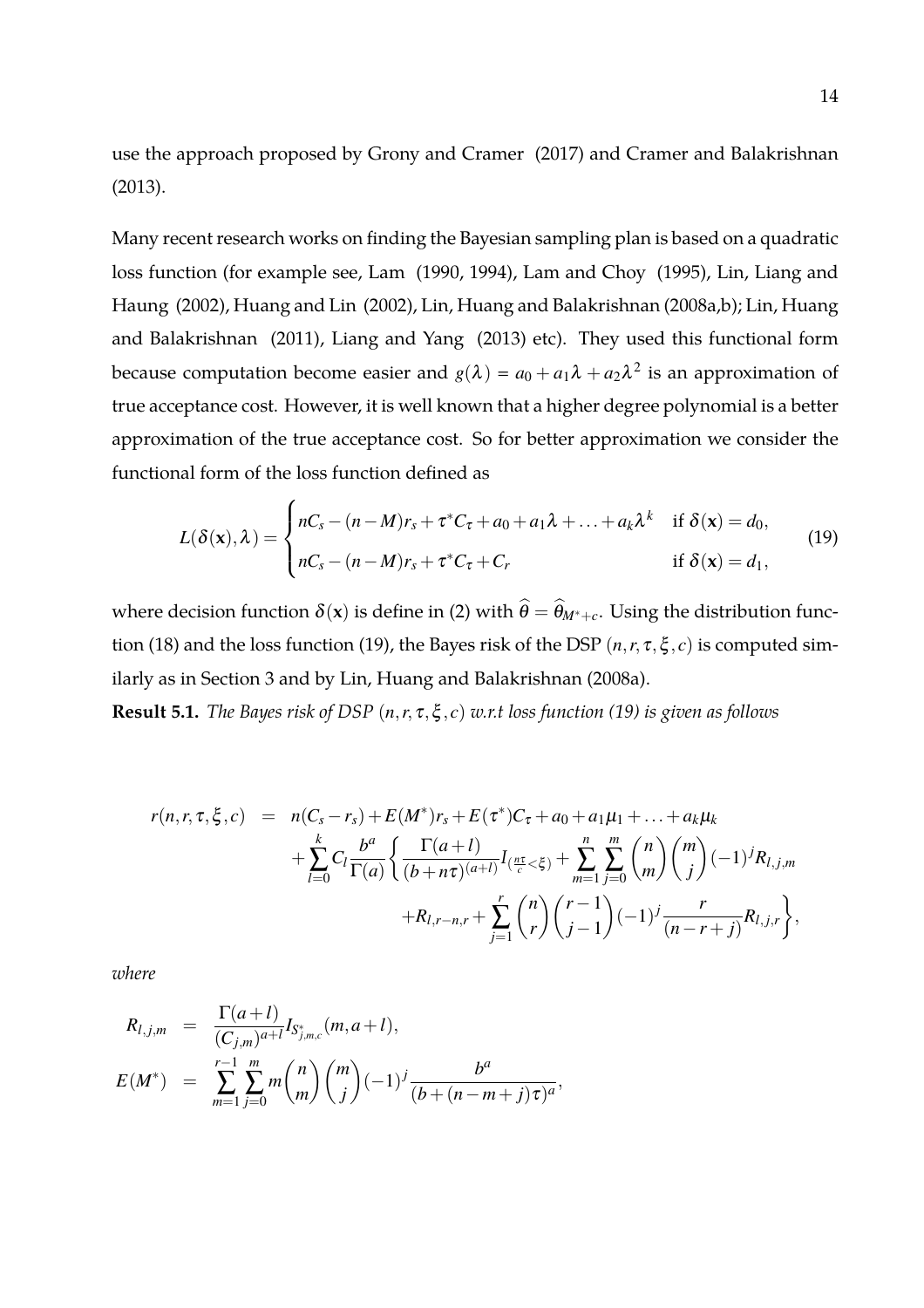use the approach proposed by Grony and Cramer (2017) and Cramer and Balakrishnan (2013).

Many recent research works on finding the Bayesian sampling plan is based on a quadratic loss function (for example see, Lam (1990, 1994), Lam and Choy (1995), Lin, Liang and Haung (2002), Huang and Lin (2002), Lin, Huang and Balakrishnan (2008a,b); Lin, Huang and Balakrishnan (2011), Liang and Yang (2013) etc). They used this functional form because computation become easier and $g(\lambda) = a_0 + a_1\lambda + a_2\lambda^2$ is an approximation of true acceptance cost. However, it is well known that a higher degree polynomial is a better approximation of the true acceptance cost. So for better approximation we consider the functional form of the loss function defined as

$$L(\delta(\mathbf{x}), \lambda) = \begin{cases} nC_s - (n-M)r_s + \tau^* C_\tau + a_0 + a_1\lambda + \ldots + a_k\lambda^k & \text{if } \delta(\mathbf{x}) = d_0, \\ nC_s - (n-M)r_s + \tau^* C_\tau + C_r & \text{if } \delta(\mathbf{x}) = d_1, \end{cases} \tag{19}$$

where decision function $\delta(\mathbf{x})$ is define in (2) with $\widehat{\theta} = \widehat{\theta}_{M^*+c}$. Using the distribution function (18) and the loss function (19), the Bayes risk of the DSP $(n, r, \tau, \xi, c)$ is computed similarly as in Section 3 and by Lin, Huang and Balakrishnan (2008a).

**Result 5.1.** *The Bayes risk of DSP $(n, r, \tau, \xi, c)$ w.r.t loss function (19) is given as follows*

$$\begin{aligned} r(n, r, \tau, \xi, c) &= n(C_s - r_s) + E(M^*)r_s + E(\tau^*)C_\tau + a_0 + a_1\mu_1 + \ldots + a_k\mu_k \\ &\quad + \sum_{l=0}^{k} C_l \frac{b^a}{\Gamma(a)} \Bigg\{ \frac{\Gamma(a+l)}{(b+n\tau)^{(a+l)}} I_{(\frac{n\tau}{c} < \xi)} + \sum_{m=1}^{n} \sum_{j=0}^{m} \binom{n}{m} \binom{m}{j} (-1)^j R_{l,j,m} \\ &\quad + R_{l,r-n,r} + \sum_{j=1}^{r} \binom{n}{r} \binom{r-1}{j-1} (-1)^j \frac{r}{(n-r+j)} R_{l,j,r} \Bigg\}, \end{aligned}$$

*where*

$$\begin{aligned} R_{l,j,m} &= \frac{\Gamma(a+l)}{(C_{j,m})^{a+l}} I_{S^*_{j,m,c}}(m, a+l), \\ E(M^*) &= \sum_{m=1}^{r-1} \sum_{j=0}^{m} m \binom{n}{m} \binom{m}{j} (-1)^j \frac{b^a}{(b+(n-m+j)\tau)^a}, \end{aligned}$$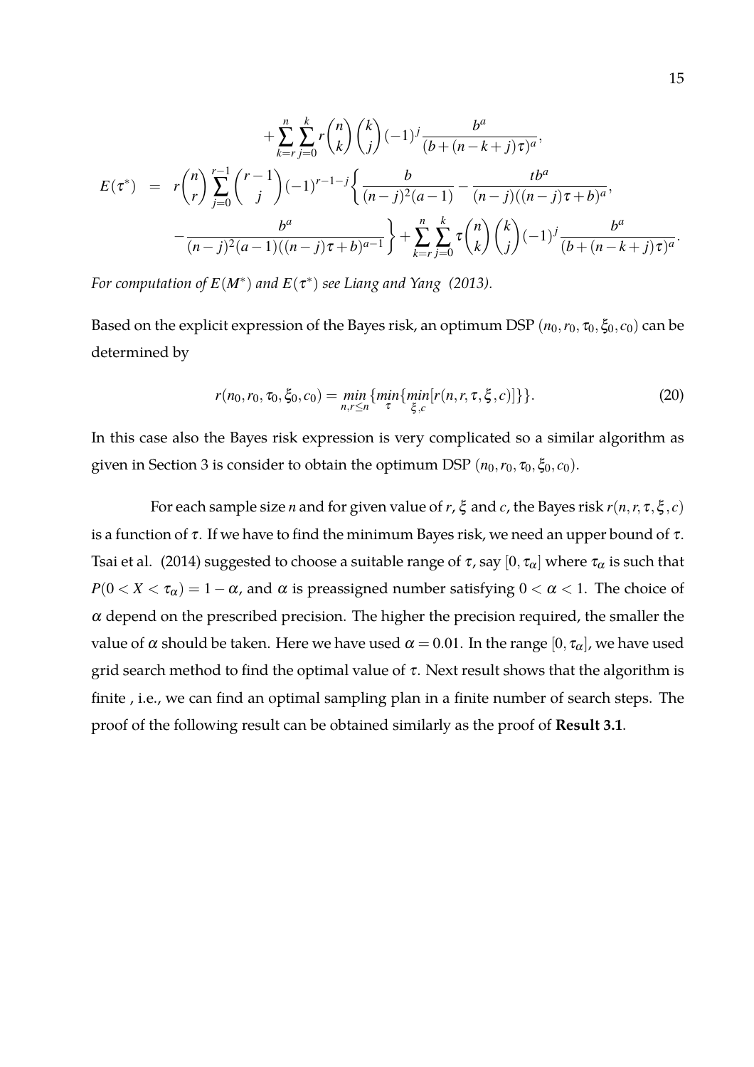$$+\sum_{k=r}^{n}\sum_{j=0}^{k} r\binom{n}{k}\binom{k}{j}(-1)^j \frac{b^a}{(b+(n-k+j)\tau)^a},$$

$$E(\tau^*) = r\binom{n}{r}\sum_{j=0}^{r-1}\binom{r-1}{j}(-1)^{r-1-j}\Bigg\{\frac{b}{(n-j)^2(a-1)} - \frac{tb^a}{(n-j)((n-j)\tau+b)^a},$$

$$-\frac{b^a}{(n-j)^2(a-1)((n-j)\tau+b)^{a-1}}\Bigg\} + \sum_{k=r}^{n}\sum_{j=0}^{k} \tau\binom{n}{k}\binom{k}{j}(-1)^j \frac{b^a}{(b+(n-k+j)\tau)^a}.$$

*For computation of $E(M^*)$ and $E(\tau^*)$ see Liang and Yang (2013).*

Based on the explicit expression of the Bayes risk, an optimum DSP $(n_0, r_0, \tau_0, \xi_0, c_0)$ can be determined by

$$r(n_0, r_0, \tau_0, \xi_0, c_0) = \min_{n, r\leq n}\{\min_{\tau}\{\min_{\xi, c}[r(n, r, \tau, \xi, c)]\}\}. \tag{20}$$

In this case also the Bayes risk expression is very complicated so a similar algorithm as given in Section 3 is consider to obtain the optimum DSP $(n_0, r_0, \tau_0, \xi_0, c_0)$.

For each sample size $n$ and for given value of $r$, $\xi$ and $c$, the Bayes risk $r(n, r, \tau, \xi, c)$ is a function of $\tau$. If we have to find the minimum Bayes risk, we need an upper bound of $\tau$. Tsai et al. (2014) suggested to choose a suitable range of $\tau$, say $[0, \tau_\alpha]$ where $\tau_\alpha$ is such that $P(0 < X < \tau_\alpha) = 1-\alpha$, and $\alpha$ is preassigned number satisfying $0 < \alpha < 1$. The choice of $\alpha$ depend on the prescribed precision. The higher the precision required, the smaller the value of $\alpha$ should be taken. Here we have used $\alpha = 0.01$. In the range $[0, \tau_\alpha]$, we have used grid search method to find the optimal value of $\tau$. Next result shows that the algorithm is finite , i.e., we can find an optimal sampling plan in a finite number of search steps. The proof of the following result can be obtained similarly as the proof of **Result 3.1**.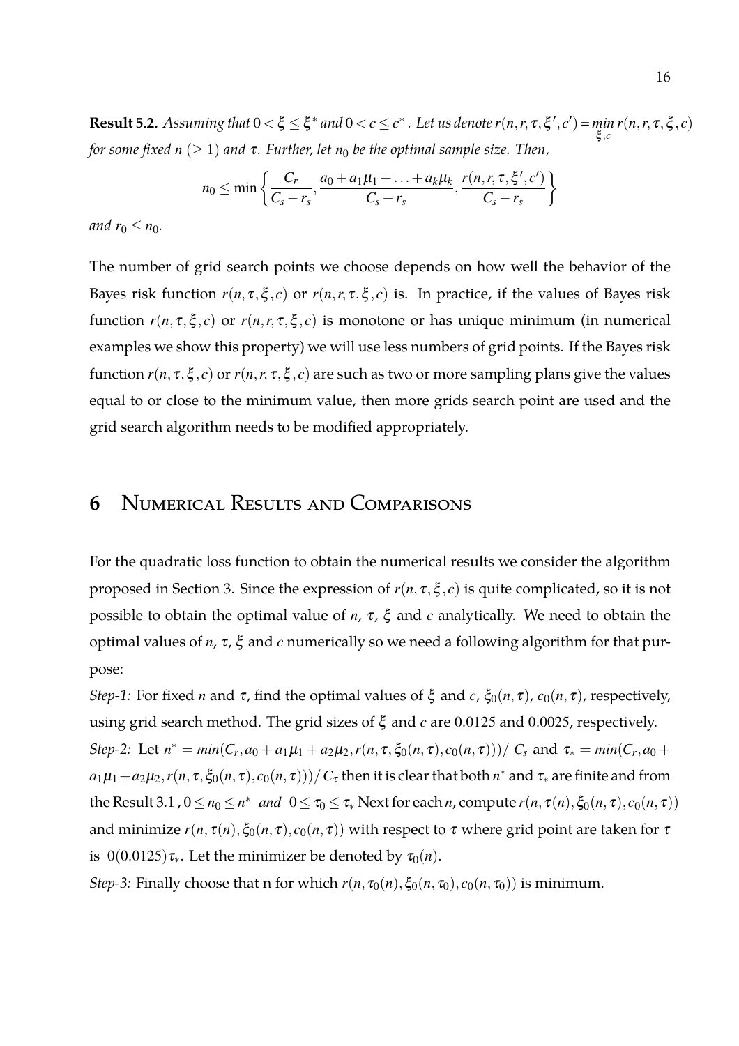**Result 5.2.** *Assuming that $0 < \xi \leq \xi^*$ and $0 < c \leq c^*$. Let us denote $r(n,r,\tau,\xi',c') = \min_{\xi,c} r(n,r,\tau,\xi,c)$ for some fixed $n$ $(\geq 1)$ and $\tau$. Further, let $n_0$ be the optimal sample size. Then,*

$$n_0 \leq \min\left\{\frac{C_r}{C_s - r_s}, \frac{a_0 + a_1\mu_1 + \ldots + a_k\mu_k}{C_s - r_s}, \frac{r(n,r,\tau,\xi',c')}{C_s - r_s}\right\}$$

*and $r_0 \leq n_0$.*

The number of grid search points we choose depends on how well the behavior of the Bayes risk function $r(n,\tau,\xi,c)$ or $r(n,r,\tau,\xi,c)$ is. In practice, if the values of Bayes risk function $r(n,\tau,\xi,c)$ or $r(n,r,\tau,\xi,c)$ is monotone or has unique minimum (in numerical examples we show this property) we will use less numbers of grid points. If the Bayes risk function $r(n,\tau,\xi,c)$ or $r(n,r,\tau,\xi,c)$ are such as two or more sampling plans give the values equal to or close to the minimum value, then more grids search point are used and the grid search algorithm needs to be modified appropriately.

# 6 Numerical Results and Comparisons

For the quadratic loss function to obtain the numerical results we consider the algorithm proposed in Section 3. Since the expression of $r(n,\tau,\xi,c)$ is quite complicated, so it is not possible to obtain the optimal value of $n$, $\tau$, $\xi$ and $c$ analytically. We need to obtain the optimal values of $n$, $\tau$, $\xi$ and $c$ numerically so we need a following algorithm for that purpose:

*Step-1:* For fixed $n$ and $\tau$, find the optimal values of $\xi$ and $c$, $\xi_0(n,\tau)$, $c_0(n,\tau)$, respectively, using grid search method. The grid sizes of $\xi$ and $c$ are 0.0125 and 0.0025, respectively.

*Step-2:* Let $n^* = min(C_r, a_0 + a_1\mu_1 + a_2\mu_2, r(n,\tau,\xi_0(n,\tau),c_0(n,\tau)))/\ C_s$ and $\tau_* = min(C_r, a_0 + a_1\mu_1 + a_2\mu_2, r(n,\tau,\xi_0(n,\tau),c_0(n,\tau)))/\ C_\tau$ then it is clear that both $n^*$ and $\tau_*$ are finite and from the Result 3.1 , $0 \leq n_0 \leq n^*$ *and* $0 \leq \tau_0 \leq \tau_*$ Next for each $n$, compute $r(n,\tau(n),\xi_0(n,\tau),c_0(n,\tau))$ and minimize $r(n,\tau(n),\xi_0(n,\tau),c_0(n,\tau))$ with respect to $\tau$ where grid point are taken for $\tau$ is $0(0.0125)\tau_*$. Let the minimizer be denoted by $\tau_0(n)$.

*Step-3:* Finally choose that n for which $r(n,\tau_0(n),\xi_0(n,\tau_0),c_0(n,\tau_0))$ is minimum.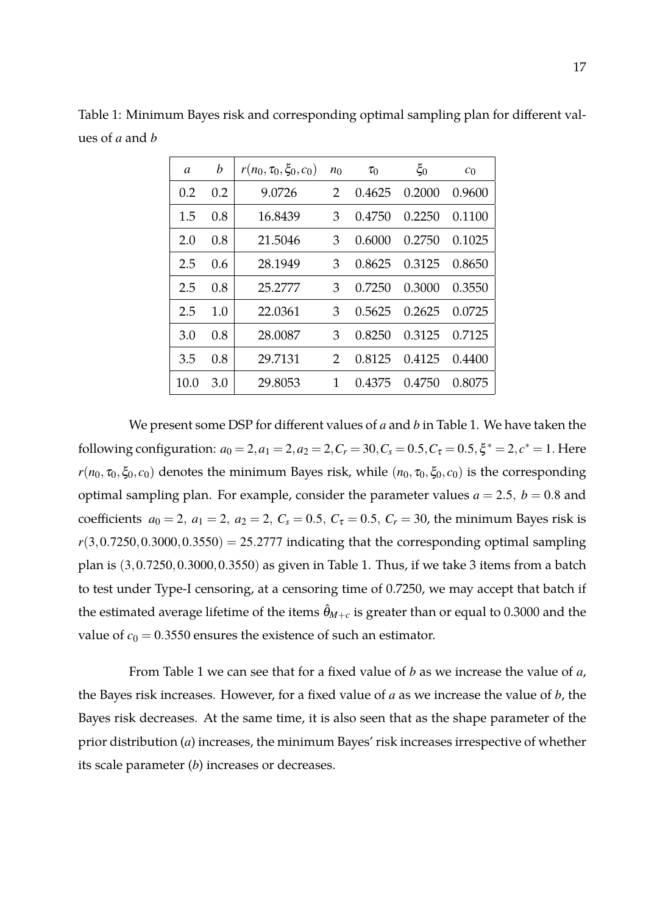Table 1: Minimum Bayes risk and corresponding optimal sampling plan for different values of $a$ and $b$

| $a$ | $b$ | $r(n_0, \tau_0, \xi_0, c_0)$ | $n_0$ | $\tau_0$ | $\xi_0$ | $c_0$ |
|---|---|---|---|---|---|---|
| 0.2 | 0.2 | 9.0726 | 2 | 0.4625 | 0.2000 | 0.9600 |
| 1.5 | 0.8 | 16.8439 | 3 | 0.4750 | 0.2250 | 0.1100 |
| 2.0 | 0.8 | 21.5046 | 3 | 0.6000 | 0.2750 | 0.1025 |
| 2.5 | 0.6 | 28.1949 | 3 | 0.8625 | 0.3125 | 0.8650 |
| 2.5 | 0.8 | 25.2777 | 3 | 0.7250 | 0.3000 | 0.3550 |
| 2.5 | 1.0 | 22.0361 | 3 | 0.5625 | 0.2625 | 0.0725 |
| 3.0 | 0.8 | 28.0087 | 3 | 0.8250 | 0.3125 | 0.7125 |
| 3.5 | 0.8 | 29.7131 | 2 | 0.8125 | 0.4125 | 0.4400 |
| 10.0 | 3.0 | 29.8053 | 1 | 0.4375 | 0.4750 | 0.8075 |

We present some DSP for different values of $a$ and $b$ in Table 1. We have taken the following configuration: $a_0 = 2, a_1 = 2, a_2 = 2, C_r = 30, C_s = 0.5, C_\tau = 0.5, \xi^* = 2, c^* = 1$. Here $r(n_0, \tau_0, \xi_0, c_0)$ denotes the minimum Bayes risk, while $(n_0, \tau_0, \xi_0, c_0)$ is the corresponding optimal sampling plan. For example, consider the parameter values $a = 2.5,\ b = 0.8$ and coefficients $a_0 = 2,\ a_1 = 2,\ a_2 = 2,\ C_s = 0.5,\ C_\tau = 0.5,\ C_r = 30$, the minimum Bayes risk is $r(3, 0.7250, 0.3000, 0.3550) = 25.2777$ indicating that the corresponding optimal sampling plan is $(3, 0.7250, 0.3000, 0.3550)$ as given in Table 1. Thus, if we take 3 items from a batch to test under Type-I censoring, at a censoring time of 0.7250, we may accept that batch if the estimated average lifetime of the items $\hat{\theta}_{M+c}$ is greater than or equal to 0.3000 and the value of $c_0 = 0.3550$ ensures the existence of such an estimator.

From Table 1 we can see that for a fixed value of $b$ as we increase the value of $a$, the Bayes risk increases. However, for a fixed value of $a$ as we increase the value of $b$, the Bayes risk decreases. At the same time, it is also seen that as the shape parameter of the prior distribution ($a$) increases, the minimum Bayes' risk increases irrespective of whether its scale parameter ($b$) increases or decreases.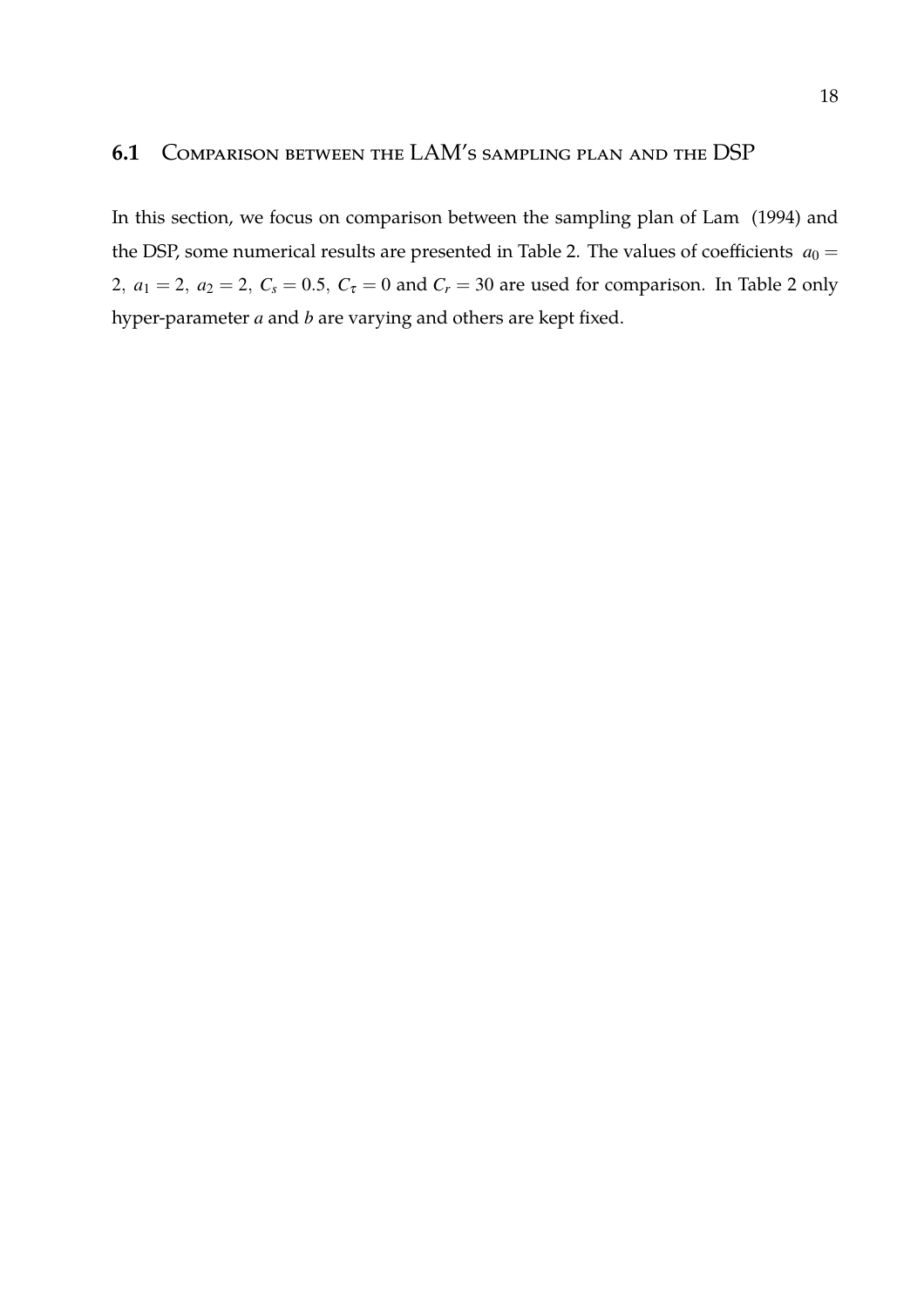## 6.1 Comparison between the LAM's sampling plan and the DSP

In this section, we focus on comparison between the sampling plan of Lam (1994) and the DSP, some numerical results are presented in Table 2. The values of coefficients $a_0 = 2,\ a_1 = 2,\ a_2 = 2,\ C_s = 0.5,\ C_\tau = 0$ and $C_r = 30$ are used for comparison. In Table 2 only hyper-parameter $a$ and $b$ are varying and others are kept fixed.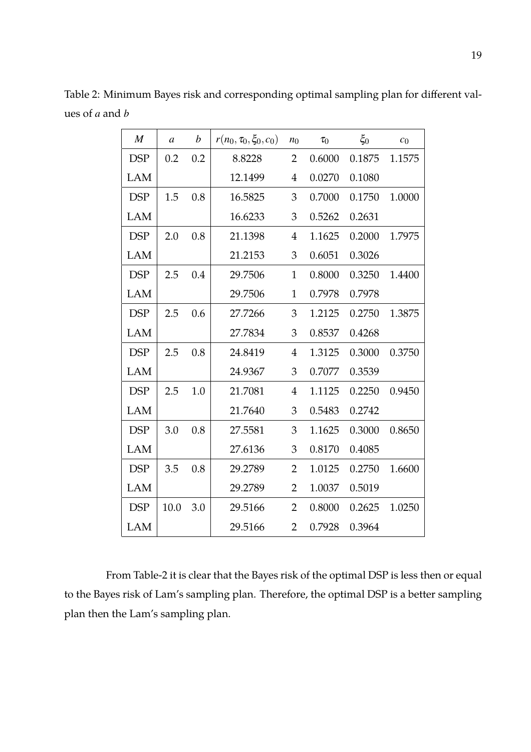Table 2: Minimum Bayes risk and corresponding optimal sampling plan for different values of $a$ and $b$

| $M$ | $a$ | $b$ | $r(n_0, \tau_0, \xi_0, c_0)$ | $n_0$ | $\tau_0$ | $\xi_0$ | $c_0$ |
|---|---|---|---|---|---|---|---|
| DSP | 0.2 | 0.2 | 8.8228 | 2 | 0.6000 | 0.1875 | 1.1575 |
| LAM | | | 12.1499 | 4 | 0.0270 | 0.1080 | |
| DSP | 1.5 | 0.8 | 16.5825 | 3 | 0.7000 | 0.1750 | 1.0000 |
| LAM | | | 16.6233 | 3 | 0.5262 | 0.2631 | |
| DSP | 2.0 | 0.8 | 21.1398 | 4 | 1.1625 | 0.2000 | 1.7975 |
| LAM | | | 21.2153 | 3 | 0.6051 | 0.3026 | |
| DSP | 2.5 | 0.4 | 29.7506 | 1 | 0.8000 | 0.3250 | 1.4400 |
| LAM | | | 29.7506 | 1 | 0.7978 | 0.7978 | |
| DSP | 2.5 | 0.6 | 27.7266 | 3 | 1.2125 | 0.2750 | 1.3875 |
| LAM | | | 27.7834 | 3 | 0.8537 | 0.4268 | |
| DSP | 2.5 | 0.8 | 24.8419 | 4 | 1.3125 | 0.3000 | 0.3750 |
| LAM | | | 24.9367 | 3 | 0.7077 | 0.3539 | |
| DSP | 2.5 | 1.0 | 21.7081 | 4 | 1.1125 | 0.2250 | 0.9450 |
| LAM | | | 21.7640 | 3 | 0.5483 | 0.2742 | |
| DSP | 3.0 | 0.8 | 27.5581 | 3 | 1.1625 | 0.3000 | 0.8650 |
| LAM | | | 27.6136 | 3 | 0.8170 | 0.4085 | |
| DSP | 3.5 | 0.8 | 29.2789 | 2 | 1.0125 | 0.2750 | 1.6600 |
| LAM | | | 29.2789 | 2 | 1.0037 | 0.5019 | |
| DSP | 10.0 | 3.0 | 29.5166 | 2 | 0.8000 | 0.2625 | 1.0250 |
| LAM | | | 29.5166 | 2 | 0.7928 | 0.3964 | |

From Table-2 it is clear that the Bayes risk of the optimal DSP is less then or equal to the Bayes risk of Lam's sampling plan. Therefore, the optimal DSP is a better sampling plan then the Lam's sampling plan.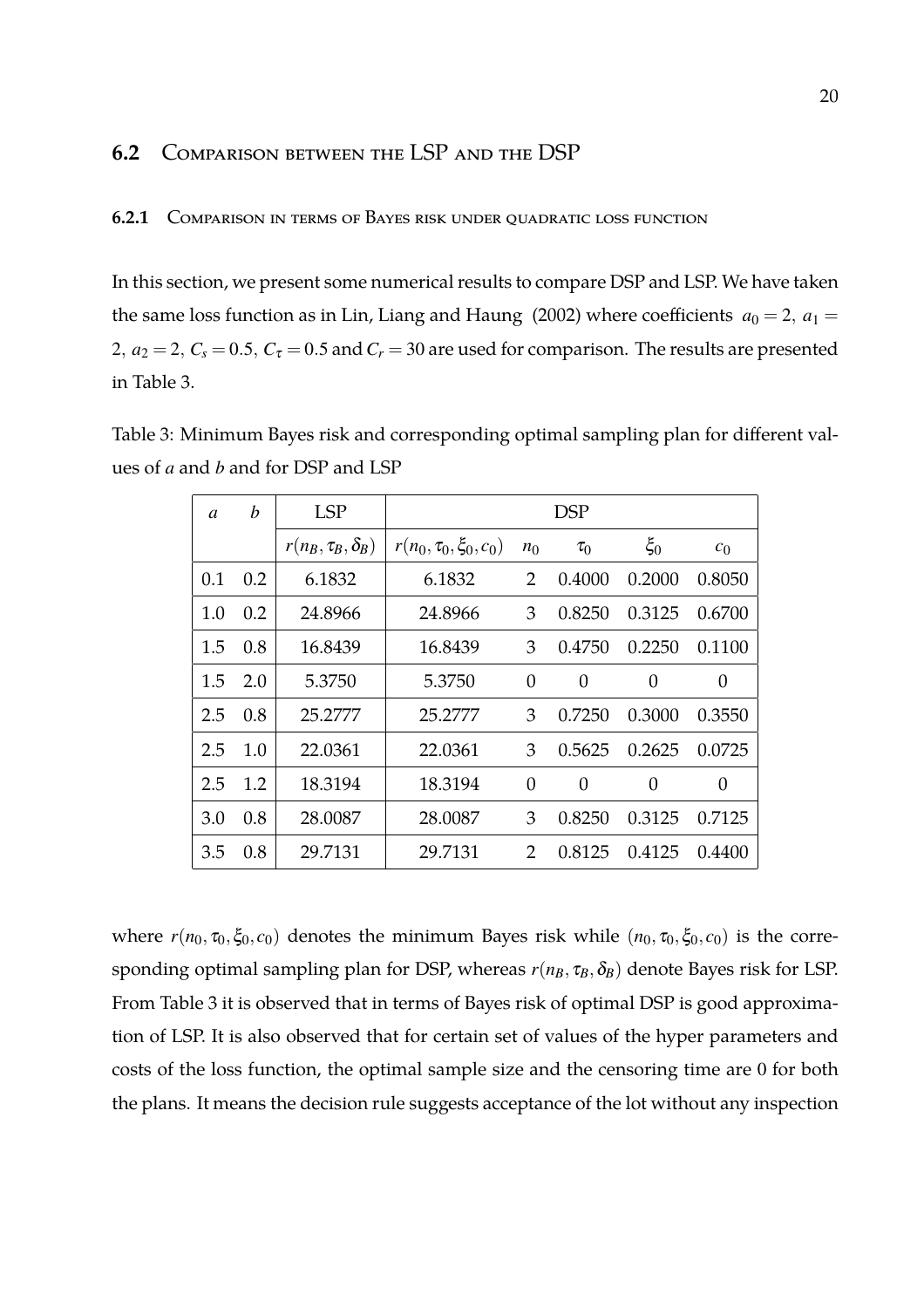## 6.2 Comparison between the LSP and the DSP

### 6.2.1 Comparison in terms of Bayes risk under quadratic loss function

In this section, we present some numerical results to compare DSP and LSP. We have taken the same loss function as in Lin, Liang and Haung (2002) where coefficients $a_0 = 2,\ a_1 = 2,\ a_2 = 2,\ C_s = 0.5,\ C_\tau = 0.5$ and $C_r = 30$ are used for comparison. The results are presented in Table 3.

Table 3: Minimum Bayes risk and corresponding optimal sampling plan for different values of $a$ and $b$ and for DSP and LSP

| $a$ | $b$ | LSP | DSP | | | | |
|---|---|---|---|---|---|---|---|
| | | $r(n_B, \tau_B, \delta_B)$ | $r(n_0, \tau_0, \xi_0, c_0)$ | $n_0$ | $\tau_0$ | $\xi_0$ | $c_0$ |
| 0.1 | 0.2 | 6.1832 | 6.1832 | 2 | 0.4000 | 0.2000 | 0.8050 |
| 1.0 | 0.2 | 24.8966 | 24.8966 | 3 | 0.8250 | 0.3125 | 0.6700 |
| 1.5 | 0.8 | 16.8439 | 16.8439 | 3 | 0.4750 | 0.2250 | 0.1100 |
| 1.5 | 2.0 | 5.3750 | 5.3750 | 0 | 0 | 0 | 0 |
| 2.5 | 0.8 | 25.2777 | 25.2777 | 3 | 0.7250 | 0.3000 | 0.3550 |
| 2.5 | 1.0 | 22.0361 | 22.0361 | 3 | 0.5625 | 0.2625 | 0.0725 |
| 2.5 | 1.2 | 18.3194 | 18.3194 | 0 | 0 | 0 | 0 |
| 3.0 | 0.8 | 28.0087 | 28.0087 | 3 | 0.8250 | 0.3125 | 0.7125 |
| 3.5 | 0.8 | 29.7131 | 29.7131 | 2 | 0.8125 | 0.4125 | 0.4400 |

where $r(n_0, \tau_0, \xi_0, c_0)$ denotes the minimum Bayes risk while $(n_0, \tau_0, \xi_0, c_0)$ is the corresponding optimal sampling plan for DSP, whereas $r(n_B, \tau_B, \delta_B)$ denote Bayes risk for LSP. From Table 3 it is observed that in terms of Bayes risk of optimal DSP is good approximation of LSP. It is also observed that for certain set of values of the hyper parameters and costs of the loss function, the optimal sample size and the censoring time are 0 for both the plans. It means the decision rule suggests acceptance of the lot without any inspection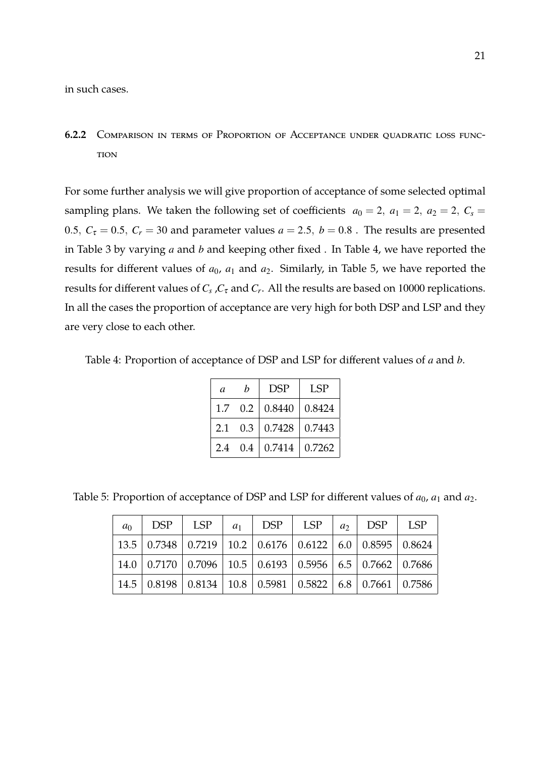in such cases.

### 6.2.2 Comparison in terms of Proportion of Acceptance under quadratic loss function

For some further analysis we will give proportion of acceptance of some selected optimal sampling plans. We taken the following set of coefficients $a_0 = 2,\ a_1 = 2,\ a_2 = 2,\ C_s = 0.5,\ C_\tau = 0.5,\ C_r = 30$ and parameter values $a = 2.5,\ b = 0.8$ . The results are presented in Table 3 by varying $a$ and $b$ and keeping other fixed . In Table 4, we have reported the results for different values of $a_0$, $a_1$ and $a_2$. Similarly, in Table 5, we have reported the results for different values of $C_s$ ,$C_\tau$ and $C_r$. All the results are based on 10000 replications. In all the cases the proportion of acceptance are very high for both DSP and LSP and they are very close to each other.

Table 4: Proportion of acceptance of DSP and LSP for different values of $a$ and $b$.

| $a$ | $b$ | DSP | LSP |
|---|---|---|---|
| 1.7 | 0.2 | 0.8440 | 0.8424 |
| 2.1 | 0.3 | 0.7428 | 0.7443 |
| 2.4 | 0.4 | 0.7414 | 0.7262 |

Table 5: Proportion of acceptance of DSP and LSP for different values of $a_0$, $a_1$ and $a_2$.

| $a_0$ | DSP | LSP | $a_1$ | DSP | LSP | $a_2$ | DSP | LSP |
|---|---|---|---|---|---|---|---|---|
| 13.5 | 0.7348 | 0.7219 | 10.2 | 0.6176 | 0.6122 | 6.0 | 0.8595 | 0.8624 |
| 14.0 | 0.7170 | 0.7096 | 10.5 | 0.6193 | 0.5956 | 6.5 | 0.7662 | 0.7686 |
| 14.5 | 0.8198 | 0.8134 | 10.8 | 0.5981 | 0.5822 | 6.8 | 0.7661 | 0.7586 |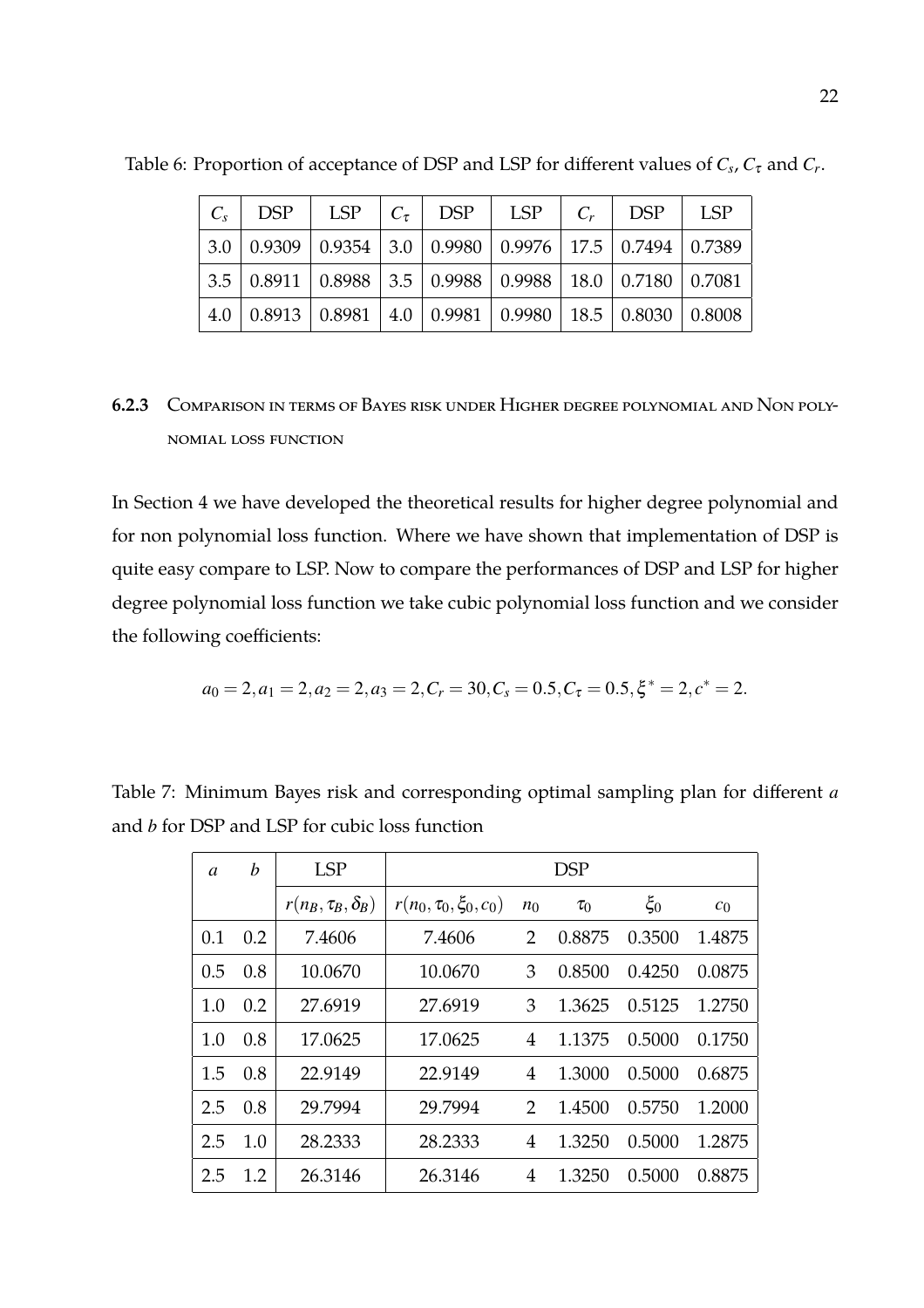Table 6: Proportion of acceptance of DSP and LSP for different values of $C_s$, $C_\tau$ and $C_r$.

| $C_s$ | DSP | LSP | $C_\tau$ | DSP | LSP | $C_r$ | DSP | LSP |
|---|---|---|---|---|---|---|---|---|
| 3.0 | 0.9309 | 0.9354 | 3.0 | 0.9980 | 0.9976 | 17.5 | 0.7494 | 0.7389 |
| 3.5 | 0.8911 | 0.8988 | 3.5 | 0.9988 | 0.9988 | 18.0 | 0.7180 | 0.7081 |
| 4.0 | 0.8913 | 0.8981 | 4.0 | 0.9981 | 0.9980 | 18.5 | 0.8030 | 0.8008 |

### 6.2.3 Comparison in terms of Bayes risk under Higher degree polynomial and Non polynomial loss function

In Section 4 we have developed the theoretical results for higher degree polynomial and for non polynomial loss function. Where we have shown that implementation of DSP is quite easy compare to LSP. Now to compare the performances of DSP and LSP for higher degree polynomial loss function we take cubic polynomial loss function and we consider the following coefficients:

$$a_0 = 2, a_1 = 2, a_2 = 2, a_3 = 2, C_r = 30, C_s = 0.5, C_\tau = 0.5, \xi^* = 2, c^* = 2.$$

Table 7: Minimum Bayes risk and corresponding optimal sampling plan for different $a$ and $b$ for DSP and LSP for cubic loss function

| $a$ | $b$ | LSP | DSP | | | | |
|---|---|---|---|---|---|---|---|
| | | $r(n_B, \tau_B, \delta_B)$ | $r(n_0, \tau_0, \xi_0, c_0)$ | $n_0$ | $\tau_0$ | $\xi_0$ | $c_0$ |
| 0.1 | 0.2 | 7.4606 | 7.4606 | 2 | 0.8875 | 0.3500 | 1.4875 |
| 0.5 | 0.8 | 10.0670 | 10.0670 | 3 | 0.8500 | 0.4250 | 0.0875 |
| 1.0 | 0.2 | 27.6919 | 27.6919 | 3 | 1.3625 | 0.5125 | 1.2750 |
| 1.0 | 0.8 | 17.0625 | 17.0625 | 4 | 1.1375 | 0.5000 | 0.1750 |
| 1.5 | 0.8 | 22.9149 | 22.9149 | 4 | 1.3000 | 0.5000 | 0.6875 |
| 2.5 | 0.8 | 29.7994 | 29.7994 | 2 | 1.4500 | 0.5750 | 1.2000 |
| 2.5 | 1.0 | 28.2333 | 28.2333 | 4 | 1.3250 | 0.5000 | 1.2875 |
| 2.5 | 1.2 | 26.3146 | 26.3146 | 4 | 1.3250 | 0.5000 | 0.8875 |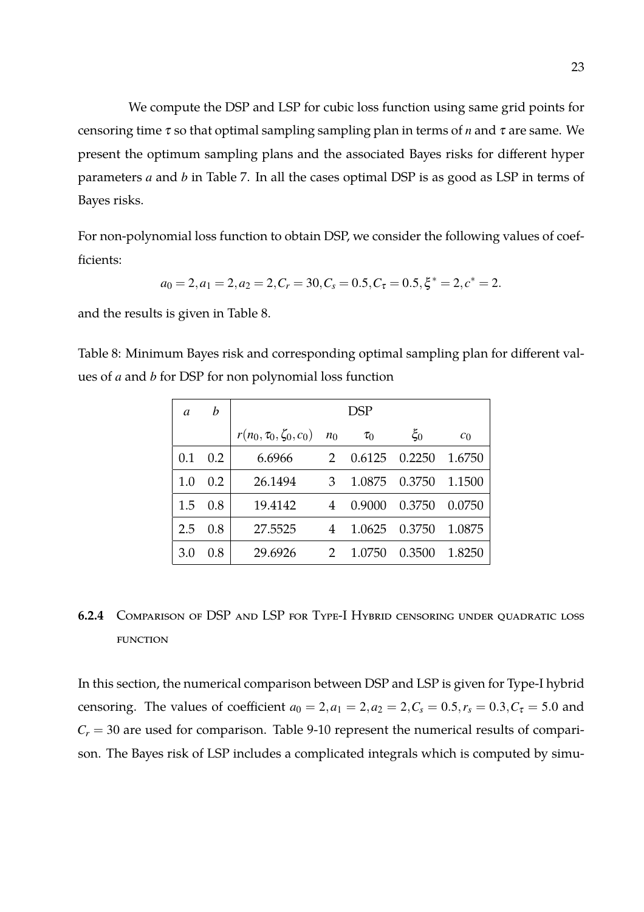We compute the DSP and LSP for cubic loss function using same grid points for censoring time $\tau$ so that optimal sampling sampling plan in terms of $n$ and $\tau$ are same. We present the optimum sampling plans and the associated Bayes risks for different hyper parameters $a$ and $b$ in Table 7. In all the cases optimal DSP is as good as LSP in terms of Bayes risks.

For non-polynomial loss function to obtain DSP, we consider the following values of coefficients:

$$a_0 = 2, a_1 = 2, a_2 = 2, C_r = 30, C_s = 0.5, C_\tau = 0.5, \xi^* = 2, c^* = 2.$$

and the results is given in Table 8.

Table 8: Minimum Bayes risk and corresponding optimal sampling plan for different values of $a$ and $b$ for DSP for non polynomial loss function

| $a$ | $b$ | DSP | | | | |
|---|---|---|---|---|---|---|
| | | $r(n_0, \tau_0, \zeta_0, c_0)$ | $n_0$ | $\tau_0$ | $\xi_0$ | $c_0$ |
| 0.1 | 0.2 | 6.6966 | 2 | 0.6125 | 0.2250 | 1.6750 |
| 1.0 | 0.2 | 26.1494 | 3 | 1.0875 | 0.3750 | 1.1500 |
| 1.5 | 0.8 | 19.4142 | 4 | 0.9000 | 0.3750 | 0.0750 |
| 2.5 | 0.8 | 27.5525 | 4 | 1.0625 | 0.3750 | 1.0875 |
| 3.0 | 0.8 | 29.6926 | 2 | 1.0750 | 0.3500 | 1.8250 |

#### 6.2.4 Comparison of DSP and LSP for Type-I Hybrid censoring under quadratic loss function

In this section, the numerical comparison between DSP and LSP is given for Type-I hybrid censoring. The values of coefficient $a_0 = 2, a_1 = 2, a_2 = 2, C_s = 0.5, r_s = 0.3, C_\tau = 5.0$ and $C_r = 30$ are used for comparison. Table 9-10 represent the numerical results of comparison. The Bayes risk of LSP includes a complicated integrals which is computed by simu-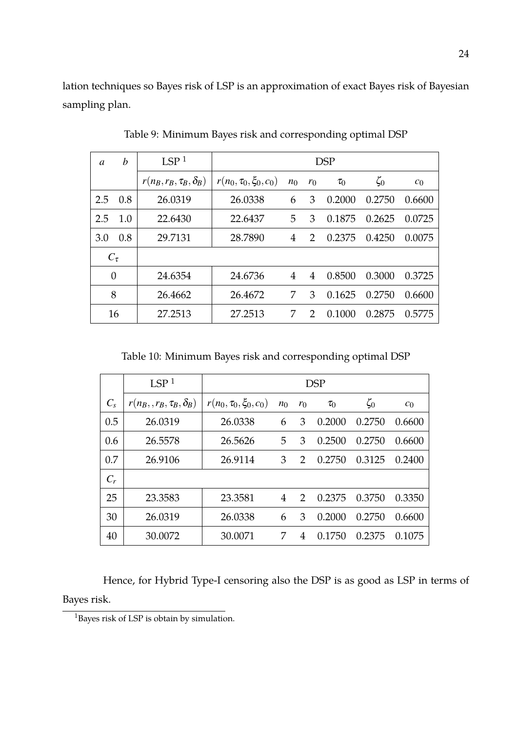lation techniques so Bayes risk of LSP is an approximation of exact Bayes risk of Bayesian sampling plan.

Table 9: Minimum Bayes risk and corresponding optimal DSP

| $a$ | $b$ | LSP [1] | DSP | | | | | |
|---|---|---|---|---|---|---|---|---|
| | | $r(n_B, r_B, \tau_B, \delta_B)$ | $r(n_0, \tau_0, \xi_0, c_0)$ | $n_0$ | $r_0$ | $\tau_0$ | $\zeta_0$ | $c_0$ |
| 2.5 | 0.8 | 26.0319 | 26.0338 | 6 | 3 | 0.2000 | 0.2750 | 0.6600 |
| 2.5 | 1.0 | 22.6430 | 22.6437 | 5 | 3 | 0.1875 | 0.2625 | 0.0725 |
| 3.0 | 0.8 | 29.7131 | 28.7890 | 4 | 2 | 0.2375 | 0.4250 | 0.0075 |
| $C_\tau$ | | | | | | | | |
| 0 | | 24.6354 | 24.6736 | 4 | 4 | 0.8500 | 0.3000 | 0.3725 |
| 8 | | 26.4662 | 26.4672 | 7 | 3 | 0.1625 | 0.2750 | 0.6600 |
| 16 | | 27.2513 | 27.2513 | 7 | 2 | 0.1000 | 0.2875 | 0.5775 |

Table 10: Minimum Bayes risk and corresponding optimal DSP

| | LSP [1] | DSP | | | | | |
|---|---|---|---|---|---|---|---|
| $C_s$ | $r(n_B, , r_B, \tau_B, \delta_B)$ | $r(n_0, \tau_0, \xi_0, c_0)$ | $n_0$ | $r_0$ | $\tau_0$ | $\zeta_0$ | $c_0$ |
| 0.5 | 26.0319 | 26.0338 | 6 | 3 | 0.2000 | 0.2750 | 0.6600 |
| 0.6 | 26.5578 | 26.5626 | 5 | 3 | 0.2500 | 0.2750 | 0.6600 |
| 0.7 | 26.9106 | 26.9114 | 3 | 2 | 0.2750 | 0.3125 | 0.2400 |
| $C_r$ | | | | | | | |
| 25 | 23.3583 | 23.3581 | 4 | 2 | 0.2375 | 0.3750 | 0.3350 |
| 30 | 26.0319 | 26.0338 | 6 | 3 | 0.2000 | 0.2750 | 0.6600 |
| 40 | 30.0072 | 30.0071 | 7 | 4 | 0.1750 | 0.2375 | 0.1075 |

Hence, for Hybrid Type-I censoring also the DSP is as good as LSP in terms of Bayes risk.

[1] Bayes risk of LSP is obtain by simulation.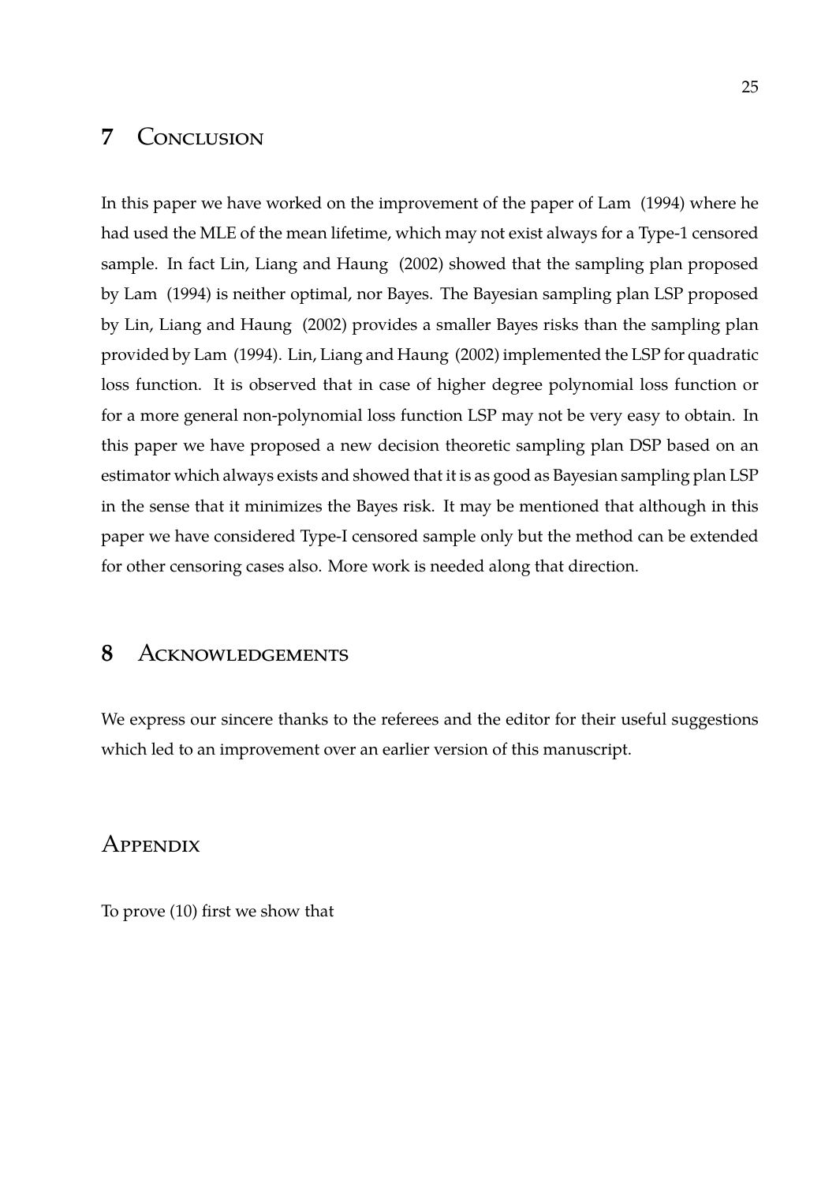# 7 Conclusion

In this paper we have worked on the improvement of the paper of Lam (1994) where he had used the MLE of the mean lifetime, which may not exist always for a Type-1 censored sample. In fact Lin, Liang and Haung (2002) showed that the sampling plan proposed by Lam (1994) is neither optimal, nor Bayes. The Bayesian sampling plan LSP proposed by Lin, Liang and Haung (2002) provides a smaller Bayes risks than the sampling plan provided by Lam (1994). Lin, Liang and Haung (2002) implemented the LSP for quadratic loss function. It is observed that in case of higher degree polynomial loss function or for a more general non-polynomial loss function LSP may not be very easy to obtain. In this paper we have proposed a new decision theoretic sampling plan DSP based on an estimator which always exists and showed that it is as good as Bayesian sampling plan LSP in the sense that it minimizes the Bayes risk. It may be mentioned that although in this paper we have considered Type-I censored sample only but the method can be extended for other censoring cases also. More work is needed along that direction.

# 8 Acknowledgements

We express our sincere thanks to the referees and the editor for their useful suggestions which led to an improvement over an earlier version of this manuscript.

# Appendix

To prove (10) first we show that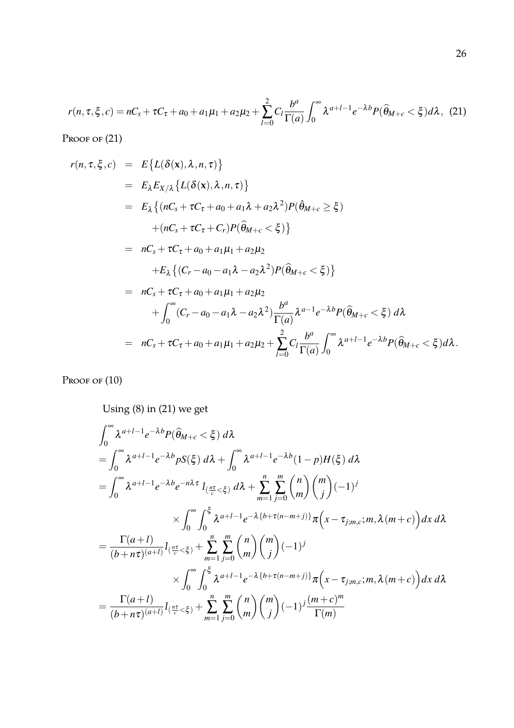$$r(n,\tau,\xi,c) = nC_s + \tau C_\tau + a_0 + a_1\mu_1 + a_2\mu_2 + \sum_{l=0}^{2} C_l \frac{b^a}{\Gamma(a)} \int_0^\infty \lambda^{a+l-1} e^{-\lambda b} P(\widehat{\theta}_{M+c} < \xi) d\lambda, \quad (21)$$

Proof of (21)

$$\begin{aligned}
r(n,\tau,\xi,c) &= E\{L(\delta(\mathbf{x}),\lambda,n,\tau)\} \\
&= E_\lambda E_{X/\lambda}\{L(\delta(\mathbf{x}),\lambda,n,\tau)\} \\
&= E_\lambda\{(nC_s + \tau C_\tau + a_0 + a_1\lambda + a_2\lambda^2) P(\hat{\theta}_{M+c} \geq \xi) \\
&\quad + (nC_s + \tau C_\tau + C_r) P(\widehat{\theta}_{M+c} < \xi)\} \\
&= nC_s + \tau C_\tau + a_0 + a_1\mu_1 + a_2\mu_2 \\
&\quad + E_\lambda\{(C_r - a_0 - a_1\lambda - a_2\lambda^2) P(\widehat{\theta}_{M+c} < \xi)\} \\
&= nC_s + \tau C_\tau + a_0 + a_1\mu_1 + a_2\mu_2 \\
&\quad + \int_0^\infty (C_r - a_0 - a_1\lambda - a_2\lambda^2) \frac{b^a}{\Gamma(a)} \lambda^{a-1} e^{-\lambda b} P(\widehat{\theta}_{M+c} < \xi)\, d\lambda \\
&= nC_s + \tau C_\tau + a_0 + a_1\mu_1 + a_2\mu_2 + \sum_{l=0}^{2} C_l \frac{b^a}{\Gamma(a)} \int_0^\infty \lambda^{a+l-1} e^{-\lambda b} P(\widehat{\theta}_{M+c} < \xi) d\lambda.
\end{aligned}$$

Proof of (10)

Using (8) in (21) we get

$$\begin{aligned}
&\int_0^\infty \lambda^{a+l-1} e^{-\lambda b} P(\widehat{\theta}_{M+c} < \xi)\, d\lambda \\
&= \int_0^\infty \lambda^{a+l-1} e^{-\lambda b} p S(\xi)\, d\lambda + \int_0^\infty \lambda^{a+l-1} e^{-\lambda b} (1-p) H(\xi)\, d\lambda \\
&= \int_0^\infty \lambda^{a+l-1} e^{-\lambda b} e^{-n\lambda\tau}\, I_{(\frac{n\tau}{c} < \xi)}\, d\lambda + \sum_{m=1}^{n} \sum_{j=0}^{m} \binom{n}{m} \binom{m}{j} (-1)^j \\
&\qquad \times \int_0^\infty \int_0^\xi \lambda^{a+l-1} e^{-\lambda\{b+\tau(n-m+j)\}} \pi\Big(x - \tau_{j;m,c}; m, \lambda(m+c)\Big) dx\, d\lambda \\
&= \frac{\Gamma(a+l)}{(b+n\tau)^{(a+l)}} I_{(\frac{n\tau}{c} < \xi)} + \sum_{m=1}^{n} \sum_{j=0}^{m} \binom{n}{m} \binom{m}{j} (-1)^j \\
&\qquad \times \int_0^\infty \int_0^\xi \lambda^{a+l-1} e^{-\lambda\{b+\tau(n-m+j)\}} \pi\Big(x - \tau_{j;m,c}; m, \lambda(m+c)\Big) dx\, d\lambda \\
&= \frac{\Gamma(a+l)}{(b+n\tau)^{(a+l)}} I_{(\frac{n\tau}{c} < \xi)} + \sum_{m=1}^{n} \sum_{j=0}^{m} \binom{n}{m} \binom{m}{j} (-1)^j \frac{(m+c)^m}{\Gamma(m)}
\end{aligned}$$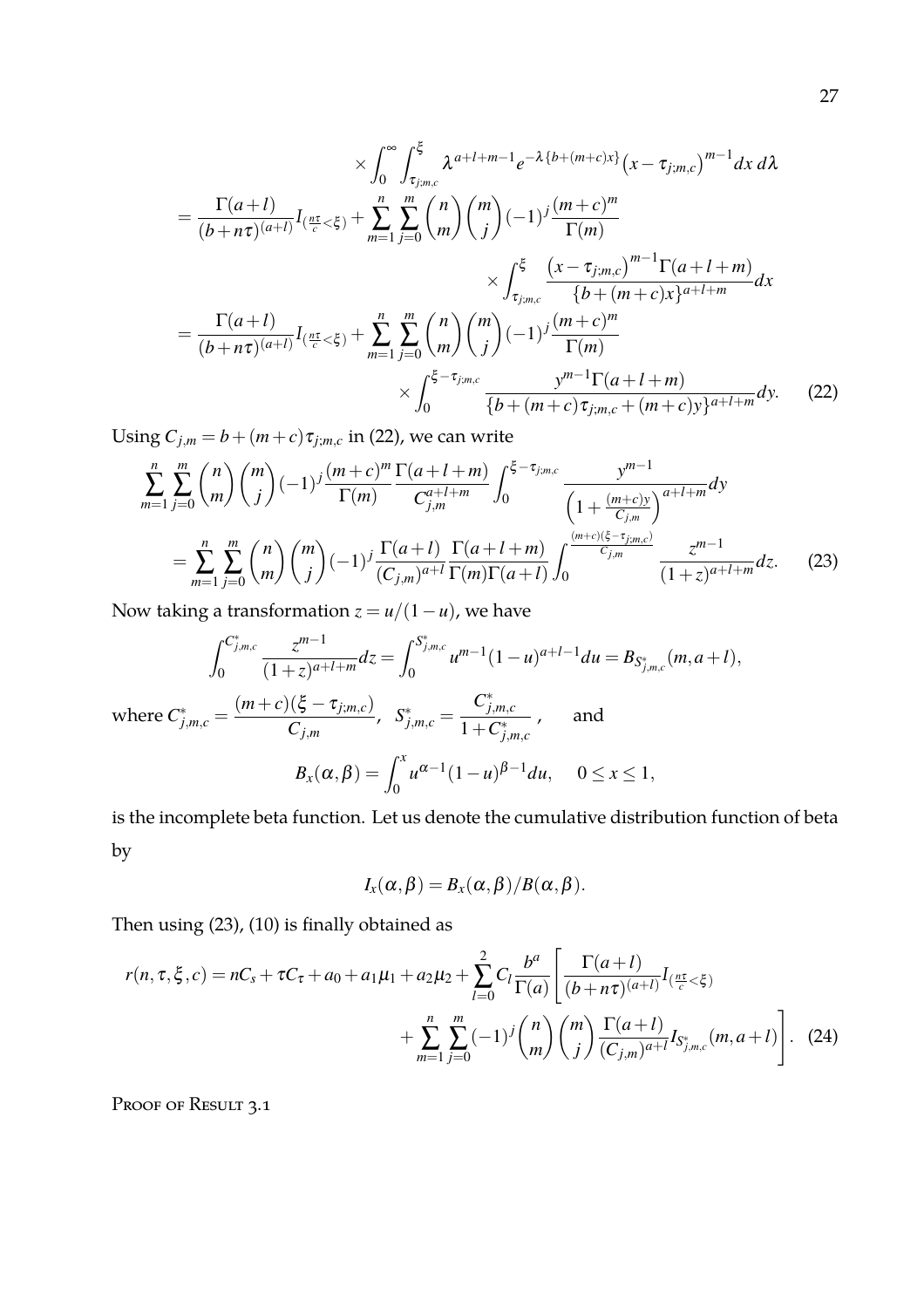$$
\begin{aligned}
&\times \int_0^\infty \int_{\tau_{j;m,c}}^{\xi} \lambda^{a+l+m-1} e^{-\lambda\{b+(m+c)x\}} \left(x-\tau_{j;m,c}\right)^{m-1} dx\, d\lambda \\
&= \frac{\Gamma(a+l)}{(b+n\tau)^{(a+l)}} I_{(\frac{n\tau}{c}<\xi)} + \sum_{m=1}^{n}\sum_{j=0}^{m} \binom{n}{m}\binom{m}{j} (-1)^j \frac{(m+c)^m}{\Gamma(m)} \\
&\qquad \times \int_{\tau_{j;m,c}}^{\xi} \frac{\left(x-\tau_{j;m,c}\right)^{m-1}\Gamma(a+l+m)}{\{b+(m+c)x\}^{a+l+m}} dx \\
&= \frac{\Gamma(a+l)}{(b+n\tau)^{(a+l)}} I_{(\frac{n\tau}{c}<\xi)} + \sum_{m=1}^{n}\sum_{j=0}^{m} \binom{n}{m}\binom{m}{j} (-1)^j \frac{(m+c)^m}{\Gamma(m)} \\
&\qquad \times \int_{0}^{\xi-\tau_{j;m,c}} \frac{y^{m-1}\Gamma(a+l+m)}{\{b+(m+c)\tau_{j;m,c}+(m+c)y\}^{a+l+m}} dy. \qquad (22)
\end{aligned}
$$

Using $C_{j,m} = b+(m+c)\tau_{j;m,c}$ in (22), we can write

$$
\begin{aligned}
&\sum_{m=1}^{n}\sum_{j=0}^{m} \binom{n}{m}\binom{m}{j} (-1)^j \frac{(m+c)^m}{\Gamma(m)} \frac{\Gamma(a+l+m)}{C_{j,m}^{a+l+m}} \int_0^{\xi-\tau_{j;m,c}} \frac{y^{m-1}}{\left(1+\frac{(m+c)y}{C_{j,m}}\right)^{a+l+m}} dy \\
&= \sum_{m=1}^{n}\sum_{j=0}^{m} \binom{n}{m}\binom{m}{j} (-1)^j \frac{\Gamma(a+l)}{(C_{j,m})^{a+l}} \frac{\Gamma(a+l+m)}{\Gamma(m)\Gamma(a+l)} \int_0^{\frac{(m+c)(\xi-\tau_{j;m,c})}{C_{j,m}}} \frac{z^{m-1}}{(1+z)^{a+l+m}} dz. \qquad (23)
\end{aligned}
$$

Now taking a transformation $z = u/(1-u)$, we have

$$
\int_0^{C^*_{j,m,c}} \frac{z^{m-1}}{(1+z)^{a+l+m}} dz = \int_0^{S^*_{j,m,c}} u^{m-1}(1-u)^{a+l-1} du = B_{S^*_{j,m,c}}(m, a+l),
$$

where $C^*_{j,m,c} = \dfrac{(m+c)(\xi-\tau_{j;m,c})}{C_{j,m}}$, $\quad S^*_{j,m,c} = \dfrac{C^*_{j,m,c}}{1+C^*_{j,m,c}}$, $\quad$ and

$$
B_x(\alpha,\beta) = \int_0^x u^{\alpha-1}(1-u)^{\beta-1} du, \quad 0 \le x \le 1,
$$

is the incomplete beta function. Let us denote the cumulative distribution function of beta by

$$
I_x(\alpha,\beta) = B_x(\alpha,\beta)/B(\alpha,\beta).
$$

Then using (23), (10) is finally obtained as

$$
\begin{aligned}
r(n,\tau,\xi,c) = nC_s + \tau C_\tau + a_0 + a_1\mu_1 + a_2\mu_2 + \sum_{l=0}^{2} C_l \frac{b^a}{\Gamma(a)} \Bigg[ &\frac{\Gamma(a+l)}{(b+n\tau)^{(a+l)}} I_{(\frac{n\tau}{c}<\xi)} \\
&+ \sum_{m=1}^{n}\sum_{j=0}^{m} (-1)^j \binom{n}{m}\binom{m}{j} \frac{\Gamma(a+l)}{(C_{j,m})^{a+l}} I_{S^*_{j,m,c}}(m, a+l) \Bigg]. \qquad (24)
\end{aligned}
$$

Proof of Result 3.1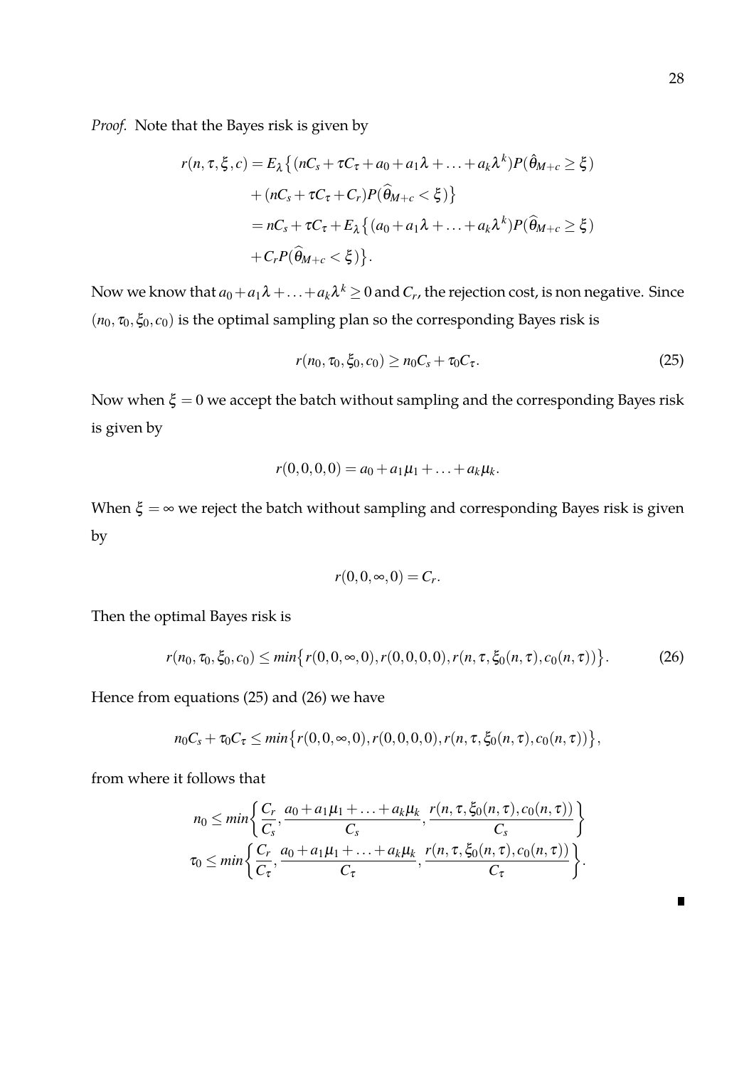*Proof.* Note that the Bayes risk is given by

$$\begin{aligned}
r(n,\tau,\xi,c) &= E_{\lambda}\big\{(nC_s+\tau C_\tau+a_0+a_1\lambda+\ldots+a_k\lambda^k)P(\hat{\theta}_{M+c}\geq\xi)\\
&\quad+(nC_s+\tau C_\tau+C_r)P(\widehat{\theta}_{M+c}<\xi)\big\}\\
&= nC_s+\tau C_\tau+E_{\lambda}\big\{(a_0+a_1\lambda+\ldots+a_k\lambda^k)P(\widehat{\theta}_{M+c}\geq\xi)\\
&\quad+C_rP(\widehat{\theta}_{M+c}<\xi)\big\}.
\end{aligned}$$

Now we know that $a_0+a_1\lambda+\ldots+a_k\lambda^k\geq 0$ and $C_r$, the rejection cost, is non negative. Since $(n_0,\tau_0,\xi_0,c_0)$ is the optimal sampling plan so the corresponding Bayes risk is

$$r(n_0,\tau_0,\xi_0,c_0)\geq n_0C_s+\tau_0C_\tau. \tag{25}$$

Now when $\xi=0$ we accept the batch without sampling and the corresponding Bayes risk is given by

$$r(0,0,0,0)=a_0+a_1\mu_1+\ldots+a_k\mu_k.$$

When $\xi=\infty$ we reject the batch without sampling and corresponding Bayes risk is given by

$$r(0,0,\infty,0)=C_r.$$

Then the optimal Bayes risk is

$$r(n_0,\tau_0,\xi_0,c_0)\leq min\big\{r(0,0,\infty,0),r(0,0,0,0),r(n,\tau,\xi_0(n,\tau),c_0(n,\tau))\big\}. \tag{26}$$

Hence from equations (25) and (26) we have

$$n_0C_s+\tau_0C_\tau\leq min\big\{r(0,0,\infty,0),r(0,0,0,0),r(n,\tau,\xi_0(n,\tau),c_0(n,\tau))\big\},$$

from where it follows that

$$\begin{aligned}
n_0 &\leq min\left\{\frac{C_r}{C_s},\frac{a_0+a_1\mu_1+\ldots+a_k\mu_k}{C_s},\frac{r(n,\tau,\xi_0(n,\tau),c_0(n,\tau))}{C_s}\right\}\\
\tau_0 &\leq min\left\{\frac{C_r}{C_\tau},\frac{a_0+a_1\mu_1+\ldots+a_k\mu_k}{C_\tau},\frac{r(n,\tau,\xi_0(n,\tau),c_0(n,\tau))}{C_\tau}\right\}.
\end{aligned}$$

∎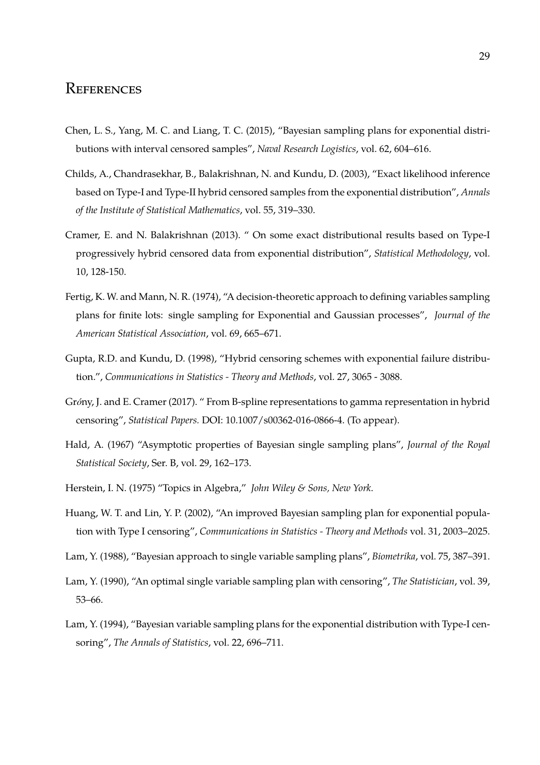# References

Chen, L. S., Yang, M. C. and Liang, T. C. (2015), "Bayesian sampling plans for exponential distributions with interval censored samples", *Naval Research Logistics*, vol. 62, 604–616.

Childs, A., Chandrasekhar, B., Balakrishnan, N. and Kundu, D. (2003), "Exact likelihood inference based on Type-I and Type-II hybrid censored samples from the exponential distribution", *Annals of the Institute of Statistical Mathematics*, vol. 55, 319–330.

Cramer, E. and N. Balakrishnan (2013). " On some exact distributional results based on Type-I progressively hybrid censored data from exponential distribution", *Statistical Methodology*, vol. 10, 128-150.

Fertig, K. W. and Mann, N. R. (1974), "A decision-theoretic approach to defining variables sampling plans for finite lots: single sampling for Exponential and Gaussian processes", *Journal of the American Statistical Association*, vol. 69, 665–671.

Gupta, R.D. and Kundu, D. (1998), "Hybrid censoring schemes with exponential failure distribution.", *Communications in Statistics - Theory and Methods*, vol. 27, 3065 - 3088.

Grńy, J. and E. Cramer (2017). " From B-spline representations to gamma representation in hybrid censoring", *Statistical Papers.* DOI: 10.1007/s00362-016-0866-4. (To appear).

Hald, A. (1967) "Asymptotic properties of Bayesian single sampling plans", *Journal of the Royal Statistical Society*, Ser. B, vol. 29, 162–173.

Herstein, I. N. (1975) "Topics in Algebra," *John Wiley & Sons, New York*.

Huang, W. T. and Lin, Y. P. (2002), "An improved Bayesian sampling plan for exponential population with Type I censoring", *Communications in Statistics - Theory and Methods* vol. 31, 2003–2025.

Lam, Y. (1988), "Bayesian approach to single variable sampling plans", *Biometrika*, vol. 75, 387–391.

Lam, Y. (1990), "An optimal single variable sampling plan with censoring", *The Statistician*, vol. 39, 53–66.

Lam, Y. (1994), "Bayesian variable sampling plans for the exponential distribution with Type-I censoring", *The Annals of Statistics*, vol. 22, 696–711.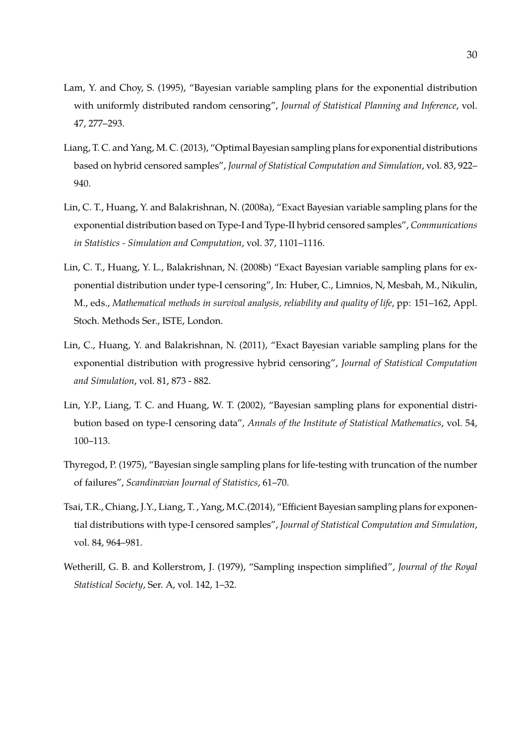Lam, Y. and Choy, S. (1995), "Bayesian variable sampling plans for the exponential distribution with uniformly distributed random censoring", *Journal of Statistical Planning and Inference*, vol. 47, 277–293.

Liang, T. C. and Yang, M. C. (2013), "Optimal Bayesian sampling plans for exponential distributions based on hybrid censored samples", *Journal of Statistical Computation and Simulation*, vol. 83, 922–940.

Lin, C. T., Huang, Y. and Balakrishnan, N. (2008a), "Exact Bayesian variable sampling plans for the exponential distribution based on Type-I and Type-II hybrid censored samples", *Communications in Statistics - Simulation and Computation*, vol. 37, 1101–1116.

Lin, C. T., Huang, Y. L., Balakrishnan, N. (2008b) "Exact Bayesian variable sampling plans for exponential distribution under type-I censoring", In: Huber, C., Limnios, N, Mesbah, M., Nikulin, M., eds., *Mathematical methods in survival analysis, reliability and quality of life*, pp: 151–162, Appl. Stoch. Methods Ser., ISTE, London.

Lin, C., Huang, Y. and Balakrishnan, N. (2011), "Exact Bayesian variable sampling plans for the exponential distribution with progressive hybrid censoring", *Journal of Statistical Computation and Simulation*, vol. 81, 873 - 882.

Lin, Y.P., Liang, T. C. and Huang, W. T. (2002), "Bayesian sampling plans for exponential distribution based on type-I censoring data", *Annals of the Institute of Statistical Mathematics*, vol. 54, 100–113.

Thyregod, P. (1975), "Bayesian single sampling plans for life-testing with truncation of the number of failures", *Scandinavian Journal of Statistics*, 61–70.

Tsai, T.R., Chiang, J.Y., Liang, T. , Yang, M.C.(2014), "Efficient Bayesian sampling plans for exponential distributions with type-I censored samples", *Journal of Statistical Computation and Simulation*, vol. 84, 964–981.

Wetherill, G. B. and Kollerstrom, J. (1979), "Sampling inspection simplified", *Journal of the Royal Statistical Society*, Ser. A, vol. 142, 1–32.